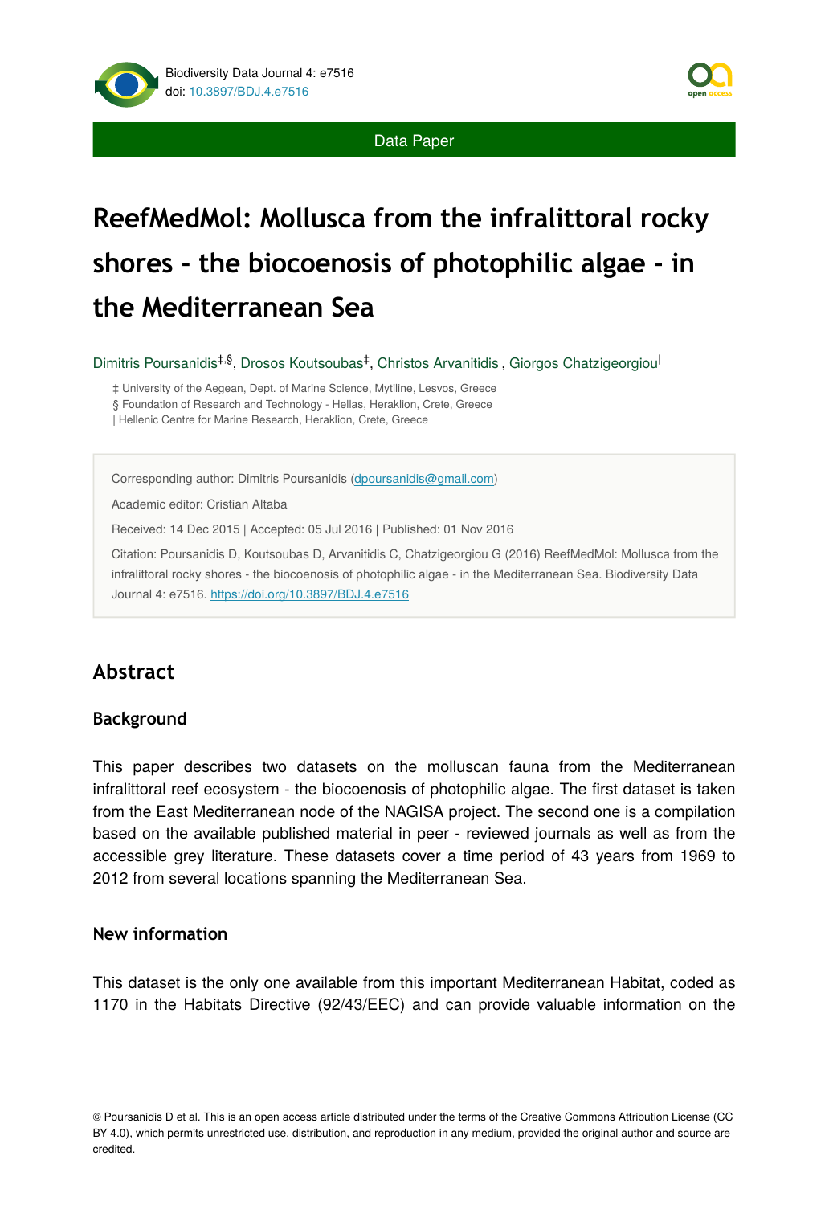Data Paper

# ReefMedMol: Mollusca from the infralittoral rocky shores - the biocoenosis of photophilic algae - in the Mediterranean Sea

Dimitris Poursanidis[‡,§], Drosos Koutsoubas[‡], Christos Arvanitidis[|], Giorgos Chatzigeorgiou[|]

‡ University of the Aegean, Dept. of Marine Science, Mytiline, Lesvos, Greece
§ Foundation of Research and Technology - Hellas, Heraklion, Crete, Greece
| Hellenic Centre for Marine Research, Heraklion, Crete, Greece

Corresponding author: Dimitris Poursanidis (dpoursanidis@gmail.com)

Academic editor: Cristian Altaba

Received: 14 Dec 2015 | Accepted: 05 Jul 2016 | Published: 01 Nov 2016

Citation: Poursanidis D, Koutsoubas D, Arvanitidis C, Chatzigeorgiou G (2016) ReefMedMol: Mollusca from the infralittoral rocky shores - the biocoenosis of photophilic algae - in the Mediterranean Sea. Biodiversity Data Journal 4: e7516. https://doi.org/10.3897/BDJ.4.e7516

## Abstract

### Background

This paper describes two datasets on the molluscan fauna from the Mediterranean infralittoral reef ecosystem - the biocoenosis of photophilic algae. The first dataset is taken from the East Mediterranean node of the NAGISA project. The second one is a compilation based on the available published material in peer - reviewed journals as well as from the accessible grey literature. These datasets cover a time period of 43 years from 1969 to 2012 from several locations spanning the Mediterranean Sea.

### New information

This dataset is the only one available from this important Mediterranean Habitat, coded as 1170 in the Habitats Directive (92/43/EEC) and can provide valuable information on the

© Poursanidis D et al. This is an open access article distributed under the terms of the Creative Commons Attribution License (CC BY 4.0), which permits unrestricted use, distribution, and reproduction in any medium, provided the original author and source are credited.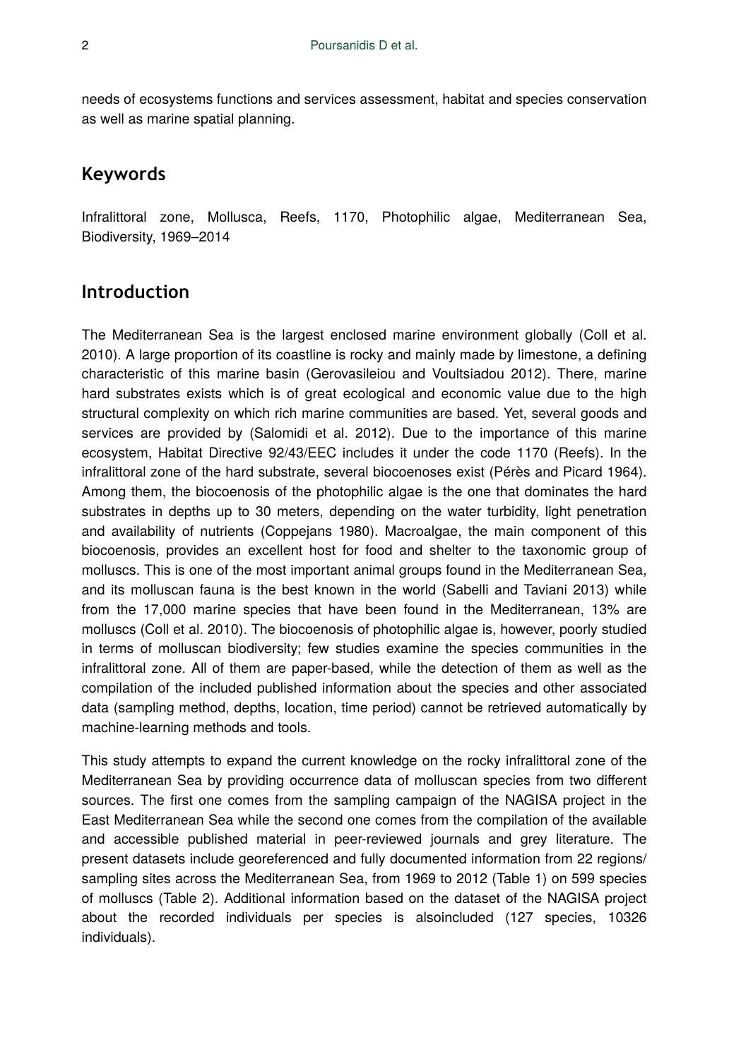needs of ecosystems functions and services assessment, habitat and species conservation as well as marine spatial planning.

## Keywords

Infralittoral zone, Mollusca, Reefs, 1170, Photophilic algae, Mediterranean Sea, Biodiversity, 1969–2014

## Introduction

The Mediterranean Sea is the largest enclosed marine environment globally (Coll et al. 2010). A large proportion of its coastline is rocky and mainly made by limestone, a defining characteristic of this marine basin (Gerovasileiou and Voultsiadou 2012). There, marine hard substrates exists which is of great ecological and economic value due to the high structural complexity on which rich marine communities are based. Yet, several goods and services are provided by (Salomidi et al. 2012). Due to the importance of this marine ecosystem, Habitat Directive 92/43/EEC includes it under the code 1170 (Reefs). In the infralittoral zone of the hard substrate, several biocoenoses exist (Pérès and Picard 1964). Among them, the biocoenosis of the photophilic algae is the one that dominates the hard substrates in depths up to 30 meters, depending on the water turbidity, light penetration and availability of nutrients (Coppejans 1980). Macroalgae, the main component of this biocoenosis, provides an excellent host for food and shelter to the taxonomic group of molluscs. This is one of the most important animal groups found in the Mediterranean Sea, and its molluscan fauna is the best known in the world (Sabelli and Taviani 2013) while from the 17,000 marine species that have been found in the Mediterranean, 13% are molluscs (Coll et al. 2010). The biocoenosis of photophilic algae is, however, poorly studied in terms of molluscan biodiversity; few studies examine the species communities in the infralittoral zone. All of them are paper-based, while the detection of them as well as the compilation of the included published information about the species and other associated data (sampling method, depths, location, time period) cannot be retrieved automatically by machine-learning methods and tools.

This study attempts to expand the current knowledge on the rocky infralittoral zone of the Mediterranean Sea by providing occurrence data of molluscan species from two different sources. The first one comes from the sampling campaign of the NAGISA project in the East Mediterranean Sea while the second one comes from the compilation of the available and accessible published material in peer-reviewed journals and grey literature. The present datasets include georeferenced and fully documented information from 22 regions/sampling sites across the Mediterranean Sea, from 1969 to 2012 (Table 1) on 599 species of molluscs (Table 2). Additional information based on the dataset of the NAGISA project about the recorded individuals per species is alsoincluded (127 species, 10326 individuals).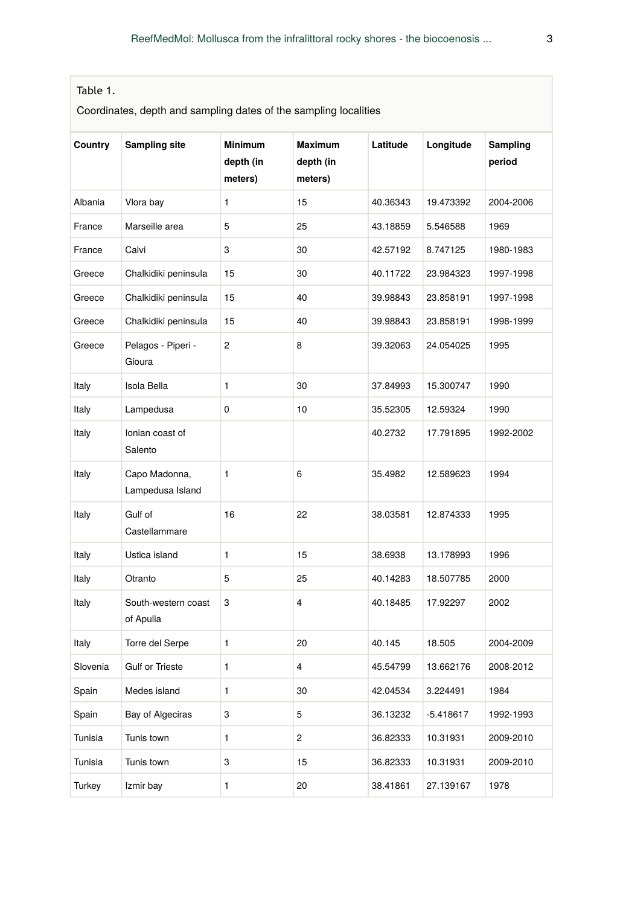Table 1.

Coordinates, depth and sampling dates of the sampling localities

| Country | Sampling site | Minimum depth (in meters) | Maximum depth (in meters) | Latitude | Longitude | Sampling period |
|---|---|---|---|---|---|---|
| Albania | Vlora bay | 1 | 15 | 40.36343 | 19.473392 | 2004-2006 |
| France | Marseille area | 5 | 25 | 43.18859 | 5.546588 | 1969 |
| France | Calvi | 3 | 30 | 42.57192 | 8.747125 | 1980-1983 |
| Greece | Chalkidiki peninsula | 15 | 30 | 40.11722 | 23.984323 | 1997-1998 |
| Greece | Chalkidiki peninsula | 15 | 40 | 39.98843 | 23.858191 | 1997-1998 |
| Greece | Chalkidiki peninsula | 15 | 40 | 39.98843 | 23.858191 | 1998-1999 |
| Greece | Pelagos - Piperi - Gioura | 2 | 8 | 39.32063 | 24.054025 | 1995 |
| Italy | Isola Bella | 1 | 30 | 37.84993 | 15.300747 | 1990 |
| Italy | Lampedusa | 0 | 10 | 35.52305 | 12.59324 | 1990 |
| Italy | Ionian coast of Salento | | | 40.2732 | 17.791895 | 1992-2002 |
| Italy | Capo Madonna, Lampedusa Island | 1 | 6 | 35.4982 | 12.589623 | 1994 |
| Italy | Gulf of Castellammare | 16 | 22 | 38.03581 | 12.874333 | 1995 |
| Italy | Ustica island | 1 | 15 | 38.6938 | 13.178993 | 1996 |
| Italy | Otranto | 5 | 25 | 40.14283 | 18.507785 | 2000 |
| Italy | South-western coast of Apulia | 3 | 4 | 40.18485 | 17.92297 | 2002 |
| Italy | Torre del Serpe | 1 | 20 | 40.145 | 18.505 | 2004-2009 |
| Slovenia | Gulf or Trieste | 1 | 4 | 45.54799 | 13.662176 | 2008-2012 |
| Spain | Medes island | 1 | 30 | 42.04534 | 3.224491 | 1984 |
| Spain | Bay of Algeciras | 3 | 5 | 36.13232 | -5.418617 | 1992-1993 |
| Tunisia | Tunis town | 1 | 2 | 36.82333 | 10.31931 | 2009-2010 |
| Tunisia | Tunis town | 3 | 15 | 36.82333 | 10.31931 | 2009-2010 |
| Turkey | Izmir bay | 1 | 20 | 38.41861 | 27.139167 | 1978 |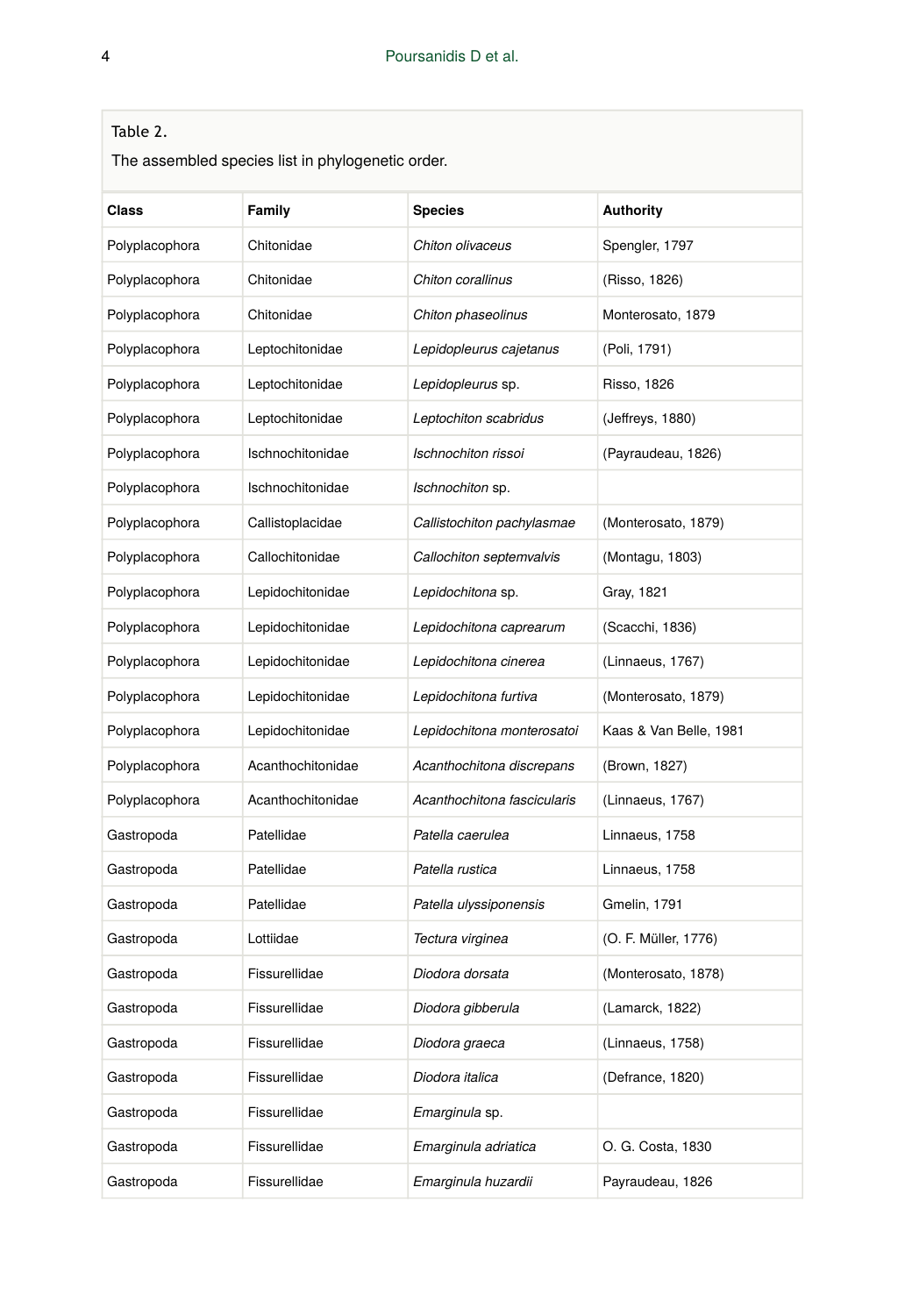Table 2.

The assembled species list in phylogenetic order.

| Class | Family | Species | Authority |
| --- | --- | --- | --- |
| Polyplacophora | Chitonidae | *Chiton olivaceus* | Spengler, 1797 |
| Polyplacophora | Chitonidae | *Chiton corallinus* | (Risso, 1826) |
| Polyplacophora | Chitonidae | *Chiton phaseolinus* | Monterosato, 1879 |
| Polyplacophora | Leptochitonidae | *Lepidopleurus cajetanus* | (Poli, 1791) |
| Polyplacophora | Leptochitonidae | *Lepidopleurus* sp. | Risso, 1826 |
| Polyplacophora | Leptochitonidae | *Leptochiton scabridus* | (Jeffreys, 1880) |
| Polyplacophora | Ischnochitonidae | *Ischnochiton rissoi* | (Payraudeau, 1826) |
| Polyplacophora | Ischnochitonidae | *Ischnochiton* sp. | |
| Polyplacophora | Callistoplacidae | *Callistochiton pachylasmae* | (Monterosato, 1879) |
| Polyplacophora | Callochitonidae | *Callochiton septemvalvis* | (Montagu, 1803) |
| Polyplacophora | Lepidochitonidae | *Lepidochitona* sp. | Gray, 1821 |
| Polyplacophora | Lepidochitonidae | *Lepidochitona caprearum* | (Scacchi, 1836) |
| Polyplacophora | Lepidochitonidae | *Lepidochitona cinerea* | (Linnaeus, 1767) |
| Polyplacophora | Lepidochitonidae | *Lepidochitona furtiva* | (Monterosato, 1879) |
| Polyplacophora | Lepidochitonidae | *Lepidochitona monterosatoi* | Kaas & Van Belle, 1981 |
| Polyplacophora | Acanthochitonidae | *Acanthochitona discrepans* | (Brown, 1827) |
| Polyplacophora | Acanthochitonidae | *Acanthochitona fascicularis* | (Linnaeus, 1767) |
| Gastropoda | Patellidae | *Patella caerulea* | Linnaeus, 1758 |
| Gastropoda | Patellidae | *Patella rustica* | Linnaeus, 1758 |
| Gastropoda | Patellidae | *Patella ulyssiponensis* | Gmelin, 1791 |
| Gastropoda | Lottiidae | *Tectura virginea* | (O. F. Müller, 1776) |
| Gastropoda | Fissurellidae | *Diodora dorsata* | (Monterosato, 1878) |
| Gastropoda | Fissurellidae | *Diodora gibberula* | (Lamarck, 1822) |
| Gastropoda | Fissurellidae | *Diodora graeca* | (Linnaeus, 1758) |
| Gastropoda | Fissurellidae | *Diodora italica* | (Defrance, 1820) |
| Gastropoda | Fissurellidae | *Emarginula* sp. | |
| Gastropoda | Fissurellidae | *Emarginula adriatica* | O. G. Costa, 1830 |
| Gastropoda | Fissurellidae | *Emarginula huzardii* | Payraudeau, 1826 |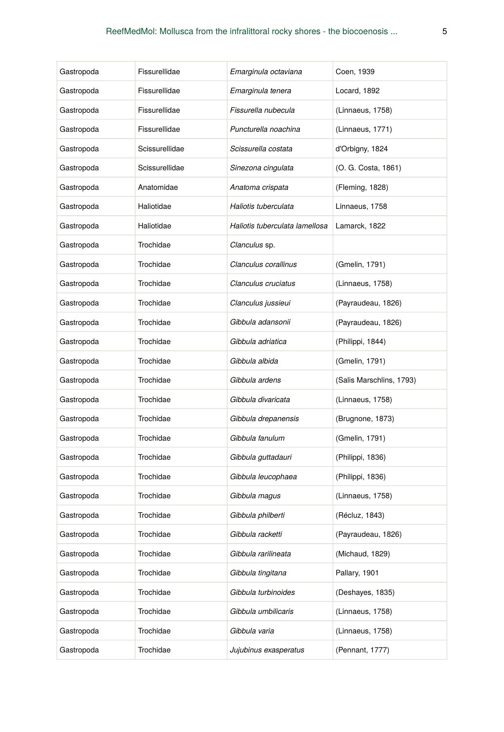| Gastropoda | Fissurellidae | *Emarginula octaviana* | Coen, 1939 |
|---|---|---|---|
| Gastropoda | Fissurellidae | *Emarginula tenera* | Locard, 1892 |
| Gastropoda | Fissurellidae | *Fissurella nubecula* | (Linnaeus, 1758) |
| Gastropoda | Fissurellidae | *Puncturella noachina* | (Linnaeus, 1771) |
| Gastropoda | Scissurellidae | *Scissurella costata* | d'Orbigny, 1824 |
| Gastropoda | Scissurellidae | *Sinezona cingulata* | (O. G. Costa, 1861) |
| Gastropoda | Anatomidae | *Anatoma crispata* | (Fleming, 1828) |
| Gastropoda | Haliotidae | *Haliotis tuberculata* | Linnaeus, 1758 |
| Gastropoda | Haliotidae | *Haliotis tuberculata lamellosa* | Lamarck, 1822 |
| Gastropoda | Trochidae | *Clanculus* sp. | |
| Gastropoda | Trochidae | *Clanculus corallinus* | (Gmelin, 1791) |
| Gastropoda | Trochidae | *Clanculus cruciatus* | (Linnaeus, 1758) |
| Gastropoda | Trochidae | *Clanculus jussieui* | (Payraudeau, 1826) |
| Gastropoda | Trochidae | *Gibbula adansonii* | (Payraudeau, 1826) |
| Gastropoda | Trochidae | *Gibbula adriatica* | (Philippi, 1844) |
| Gastropoda | Trochidae | *Gibbula albida* | (Gmelin, 1791) |
| Gastropoda | Trochidae | *Gibbula ardens* | (Salis Marschlins, 1793) |
| Gastropoda | Trochidae | *Gibbula divaricata* | (Linnaeus, 1758) |
| Gastropoda | Trochidae | *Gibbula drepanensis* | (Brugnone, 1873) |
| Gastropoda | Trochidae | *Gibbula fanulum* | (Gmelin, 1791) |
| Gastropoda | Trochidae | *Gibbula guttadauri* | (Philippi, 1836) |
| Gastropoda | Trochidae | *Gibbula leucophaea* | (Philippi, 1836) |
| Gastropoda | Trochidae | *Gibbula magus* | (Linnaeus, 1758) |
| Gastropoda | Trochidae | *Gibbula philberti* | (Récluz, 1843) |
| Gastropoda | Trochidae | *Gibbula racketti* | (Payraudeau, 1826) |
| Gastropoda | Trochidae | *Gibbula rarilineata* | (Michaud, 1829) |
| Gastropoda | Trochidae | *Gibbula tingitana* | Pallary, 1901 |
| Gastropoda | Trochidae | *Gibbula turbinoides* | (Deshayes, 1835) |
| Gastropoda | Trochidae | *Gibbula umbilicaris* | (Linnaeus, 1758) |
| Gastropoda | Trochidae | *Gibbula varia* | (Linnaeus, 1758) |
| Gastropoda | Trochidae | *Jujubinus exasperatus* | (Pennant, 1777) |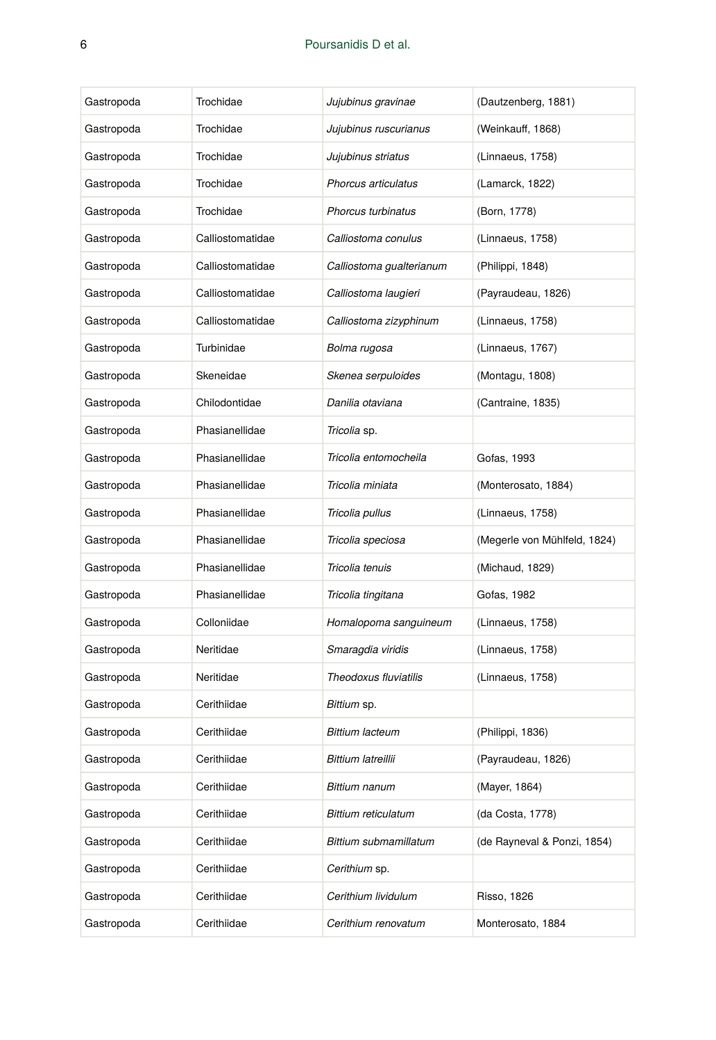| Gastropoda | Trochidae | *Jujubinus gravinae* | (Dautzenberg, 1881) |
|---|---|---|---|
| Gastropoda | Trochidae | *Jujubinus ruscurianus* | (Weinkauff, 1868) |
| Gastropoda | Trochidae | *Jujubinus striatus* | (Linnaeus, 1758) |
| Gastropoda | Trochidae | *Phorcus articulatus* | (Lamarck, 1822) |
| Gastropoda | Trochidae | *Phorcus turbinatus* | (Born, 1778) |
| Gastropoda | Calliostomatidae | *Calliostoma conulus* | (Linnaeus, 1758) |
| Gastropoda | Calliostomatidae | *Calliostoma gualterianum* | (Philippi, 1848) |
| Gastropoda | Calliostomatidae | *Calliostoma laugieri* | (Payraudeau, 1826) |
| Gastropoda | Calliostomatidae | *Calliostoma zizyphinum* | (Linnaeus, 1758) |
| Gastropoda | Turbinidae | *Bolma rugosa* | (Linnaeus, 1767) |
| Gastropoda | Skeneidae | *Skenea serpuloides* | (Montagu, 1808) |
| Gastropoda | Chilodontidae | *Danilia otaviana* | (Cantraine, 1835) |
| Gastropoda | Phasianellidae | *Tricolia* sp. | |
| Gastropoda | Phasianellidae | *Tricolia entomocheila* | Gofas, 1993 |
| Gastropoda | Phasianellidae | *Tricolia miniata* | (Monterosato, 1884) |
| Gastropoda | Phasianellidae | *Tricolia pullus* | (Linnaeus, 1758) |
| Gastropoda | Phasianellidae | *Tricolia speciosa* | (Megerle von Mühlfeld, 1824) |
| Gastropoda | Phasianellidae | *Tricolia tenuis* | (Michaud, 1829) |
| Gastropoda | Phasianellidae | *Tricolia tingitana* | Gofas, 1982 |
| Gastropoda | Colloniidae | *Homalopoma sanguineum* | (Linnaeus, 1758) |
| Gastropoda | Neritidae | *Smaragdia viridis* | (Linnaeus, 1758) |
| Gastropoda | Neritidae | *Theodoxus fluviatilis* | (Linnaeus, 1758) |
| Gastropoda | Cerithiidae | *Bittium* sp. | |
| Gastropoda | Cerithiidae | *Bittium lacteum* | (Philippi, 1836) |
| Gastropoda | Cerithiidae | *Bittium latreillii* | (Payraudeau, 1826) |
| Gastropoda | Cerithiidae | *Bittium nanum* | (Mayer, 1864) |
| Gastropoda | Cerithiidae | *Bittium reticulatum* | (da Costa, 1778) |
| Gastropoda | Cerithiidae | *Bittium submamillatum* | (de Rayneval & Ponzi, 1854) |
| Gastropoda | Cerithiidae | *Cerithium* sp. | |
| Gastropoda | Cerithiidae | *Cerithium lividulum* | Risso, 1826 |
| Gastropoda | Cerithiidae | *Cerithium renovatum* | Monterosato, 1884 |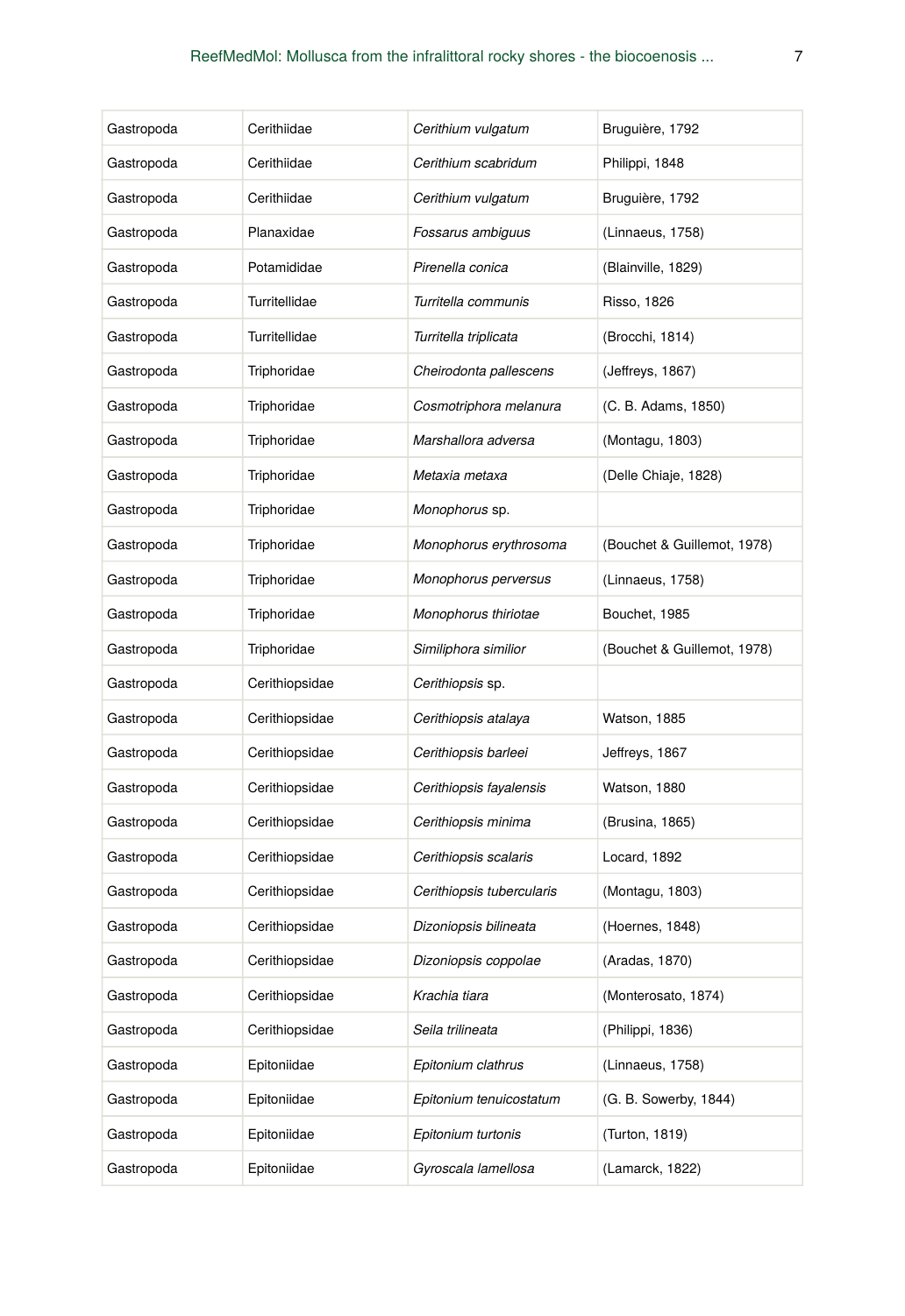| | | | |
|---|---|---|---|
| Gastropoda | Cerithiidae | *Cerithium vulgatum* | Bruguière, 1792 |
| Gastropoda | Cerithiidae | *Cerithium scabridum* | Philippi, 1848 |
| Gastropoda | Cerithiidae | *Cerithium vulgatum* | Bruguière, 1792 |
| Gastropoda | Planaxidae | *Fossarus ambiguus* | (Linnaeus, 1758) |
| Gastropoda | Potamididae | *Pirenella conica* | (Blainville, 1829) |
| Gastropoda | Turritellidae | *Turritella communis* | Risso, 1826 |
| Gastropoda | Turritellidae | *Turritella triplicata* | (Brocchi, 1814) |
| Gastropoda | Triphoridae | *Cheirodonta pallescens* | (Jeffreys, 1867) |
| Gastropoda | Triphoridae | *Cosmotriphora melanura* | (C. B. Adams, 1850) |
| Gastropoda | Triphoridae | *Marshallora adversa* | (Montagu, 1803) |
| Gastropoda | Triphoridae | *Metaxia metaxa* | (Delle Chiaje, 1828) |
| Gastropoda | Triphoridae | *Monophorus* sp. | |
| Gastropoda | Triphoridae | *Monophorus erythrosoma* | (Bouchet & Guillemot, 1978) |
| Gastropoda | Triphoridae | *Monophorus perversus* | (Linnaeus, 1758) |
| Gastropoda | Triphoridae | *Monophorus thiriotae* | Bouchet, 1985 |
| Gastropoda | Triphoridae | *Similiphora similior* | (Bouchet & Guillemot, 1978) |
| Gastropoda | Cerithiopsidae | *Cerithiopsis* sp. | |
| Gastropoda | Cerithiopsidae | *Cerithiopsis atalaya* | Watson, 1885 |
| Gastropoda | Cerithiopsidae | *Cerithiopsis barleei* | Jeffreys, 1867 |
| Gastropoda | Cerithiopsidae | *Cerithiopsis fayalensis* | Watson, 1880 |
| Gastropoda | Cerithiopsidae | *Cerithiopsis minima* | (Brusina, 1865) |
| Gastropoda | Cerithiopsidae | *Cerithiopsis scalaris* | Locard, 1892 |
| Gastropoda | Cerithiopsidae | *Cerithiopsis tubercularis* | (Montagu, 1803) |
| Gastropoda | Cerithiopsidae | *Dizoniopsis bilineata* | (Hoernes, 1848) |
| Gastropoda | Cerithiopsidae | *Dizoniopsis coppolae* | (Aradas, 1870) |
| Gastropoda | Cerithiopsidae | *Krachia tiara* | (Monterosato, 1874) |
| Gastropoda | Cerithiopsidae | *Seila trilineata* | (Philippi, 1836) |
| Gastropoda | Epitoniidae | *Epitonium clathrus* | (Linnaeus, 1758) |
| Gastropoda | Epitoniidae | *Epitonium tenuicostatum* | (G. B. Sowerby, 1844) |
| Gastropoda | Epitoniidae | *Epitonium turtonis* | (Turton, 1819) |
| Gastropoda | Epitoniidae | *Gyroscala lamellosa* | (Lamarck, 1822) |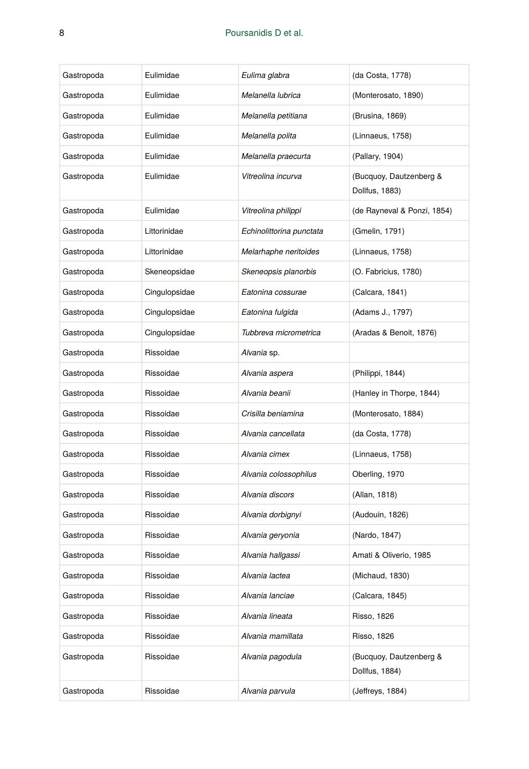| | | | |
|---|---|---|---|
| Gastropoda | Eulimidae | *Eulima glabra* | (da Costa, 1778) |
| Gastropoda | Eulimidae | *Melanella lubrica* | (Monterosato, 1890) |
| Gastropoda | Eulimidae | *Melanella petitiana* | (Brusina, 1869) |
| Gastropoda | Eulimidae | *Melanella polita* | (Linnaeus, 1758) |
| Gastropoda | Eulimidae | *Melanella praecurta* | (Pallary, 1904) |
| Gastropoda | Eulimidae | *Vitreolina incurva* | (Bucquoy, Dautzenberg & Dollfus, 1883) |
| Gastropoda | Eulimidae | *Vitreolina philippi* | (de Rayneval & Ponzi, 1854) |
| Gastropoda | Littorinidae | *Echinolittorina punctata* | (Gmelin, 1791) |
| Gastropoda | Littorinidae | *Melarhaphe neritoides* | (Linnaeus, 1758) |
| Gastropoda | Skeneopsidae | *Skeneopsis planorbis* | (O. Fabricius, 1780) |
| Gastropoda | Cingulopsidae | *Eatonina cossurae* | (Calcara, 1841) |
| Gastropoda | Cingulopsidae | *Eatonina fulgida* | (Adams J., 1797) |
| Gastropoda | Cingulopsidae | *Tubbreva micrometrica* | (Aradas & Benoit, 1876) |
| Gastropoda | Rissoidae | *Alvania* sp. | |
| Gastropoda | Rissoidae | *Alvania aspera* | (Philippi, 1844) |
| Gastropoda | Rissoidae | *Alvania beanii* | (Hanley in Thorpe, 1844) |
| Gastropoda | Rissoidae | *Crisilla beniamina* | (Monterosato, 1884) |
| Gastropoda | Rissoidae | *Alvania cancellata* | (da Costa, 1778) |
| Gastropoda | Rissoidae | *Alvania cimex* | (Linnaeus, 1758) |
| Gastropoda | Rissoidae | *Alvania colossophilus* | Oberling, 1970 |
| Gastropoda | Rissoidae | *Alvania discors* | (Allan, 1818) |
| Gastropoda | Rissoidae | *Alvania dorbignyi* | (Audouin, 1826) |
| Gastropoda | Rissoidae | *Alvania geryonia* | (Nardo, 1847) |
| Gastropoda | Rissoidae | *Alvania hallgassi* | Amati & Oliverio, 1985 |
| Gastropoda | Rissoidae | *Alvania lactea* | (Michaud, 1830) |
| Gastropoda | Rissoidae | *Alvania lanciae* | (Calcara, 1845) |
| Gastropoda | Rissoidae | *Alvania lineata* | Risso, 1826 |
| Gastropoda | Rissoidae | *Alvania mamillata* | Risso, 1826 |
| Gastropoda | Rissoidae | *Alvania pagodula* | (Bucquoy, Dautzenberg & Dollfus, 1884) |
| Gastropoda | Rissoidae | *Alvania parvula* | (Jeffreys, 1884) |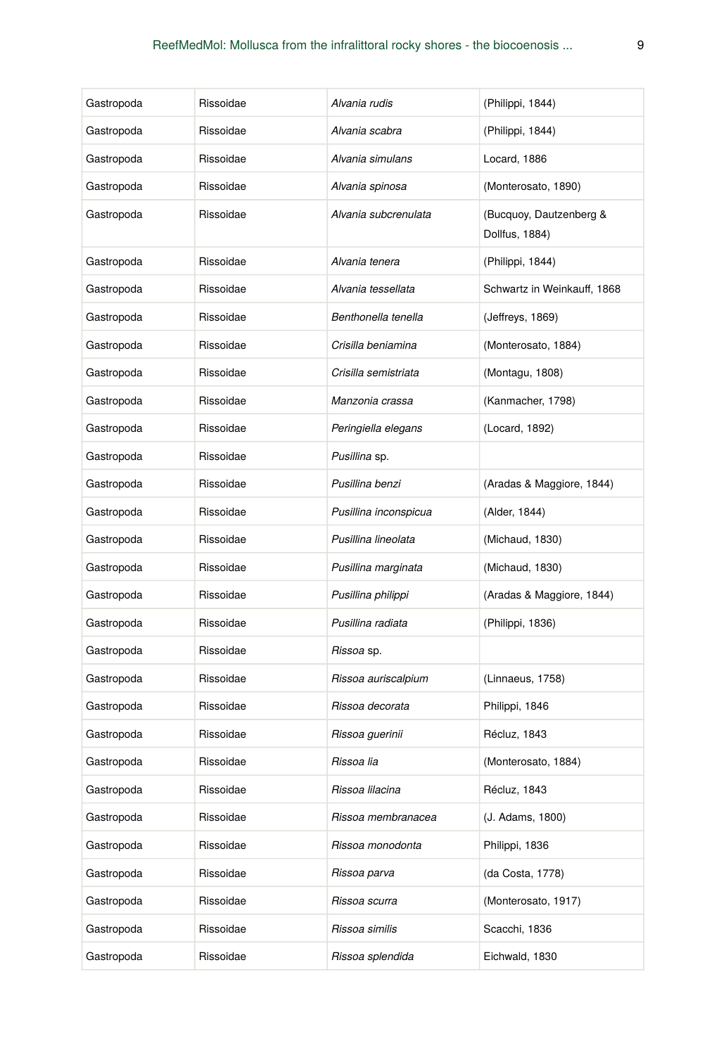| Gastropoda | Rissoidae | *Alvania rudis* | (Philippi, 1844) |
|---|---|---|---|
| Gastropoda | Rissoidae | *Alvania scabra* | (Philippi, 1844) |
| Gastropoda | Rissoidae | *Alvania simulans* | Locard, 1886 |
| Gastropoda | Rissoidae | *Alvania spinosa* | (Monterosato, 1890) |
| Gastropoda | Rissoidae | *Alvania subcrenulata* | (Bucquoy, Dautzenberg & Dollfus, 1884) |
| Gastropoda | Rissoidae | *Alvania tenera* | (Philippi, 1844) |
| Gastropoda | Rissoidae | *Alvania tessellata* | Schwartz in Weinkauff, 1868 |
| Gastropoda | Rissoidae | *Benthonella tenella* | (Jeffreys, 1869) |
| Gastropoda | Rissoidae | *Crisilla beniamina* | (Monterosato, 1884) |
| Gastropoda | Rissoidae | *Crisilla semistriata* | (Montagu, 1808) |
| Gastropoda | Rissoidae | *Manzonia crassa* | (Kanmacher, 1798) |
| Gastropoda | Rissoidae | *Peringiella elegans* | (Locard, 1892) |
| Gastropoda | Rissoidae | *Pusillina* sp. | |
| Gastropoda | Rissoidae | *Pusillina benzi* | (Aradas & Maggiore, 1844) |
| Gastropoda | Rissoidae | *Pusillina inconspicua* | (Alder, 1844) |
| Gastropoda | Rissoidae | *Pusillina lineolata* | (Michaud, 1830) |
| Gastropoda | Rissoidae | *Pusillina marginata* | (Michaud, 1830) |
| Gastropoda | Rissoidae | *Pusillina philippi* | (Aradas & Maggiore, 1844) |
| Gastropoda | Rissoidae | *Pusillina radiata* | (Philippi, 1836) |
| Gastropoda | Rissoidae | *Rissoa* sp. | |
| Gastropoda | Rissoidae | *Rissoa auriscalpium* | (Linnaeus, 1758) |
| Gastropoda | Rissoidae | *Rissoa decorata* | Philippi, 1846 |
| Gastropoda | Rissoidae | *Rissoa guerinii* | Récluz, 1843 |
| Gastropoda | Rissoidae | *Rissoa lia* | (Monterosato, 1884) |
| Gastropoda | Rissoidae | *Rissoa lilacina* | Récluz, 1843 |
| Gastropoda | Rissoidae | *Rissoa membranacea* | (J. Adams, 1800) |
| Gastropoda | Rissoidae | *Rissoa monodonta* | Philippi, 1836 |
| Gastropoda | Rissoidae | *Rissoa parva* | (da Costa, 1778) |
| Gastropoda | Rissoidae | *Rissoa scurra* | (Monterosato, 1917) |
| Gastropoda | Rissoidae | *Rissoa similis* | Scacchi, 1836 |
| Gastropoda | Rissoidae | *Rissoa splendida* | Eichwald, 1830 |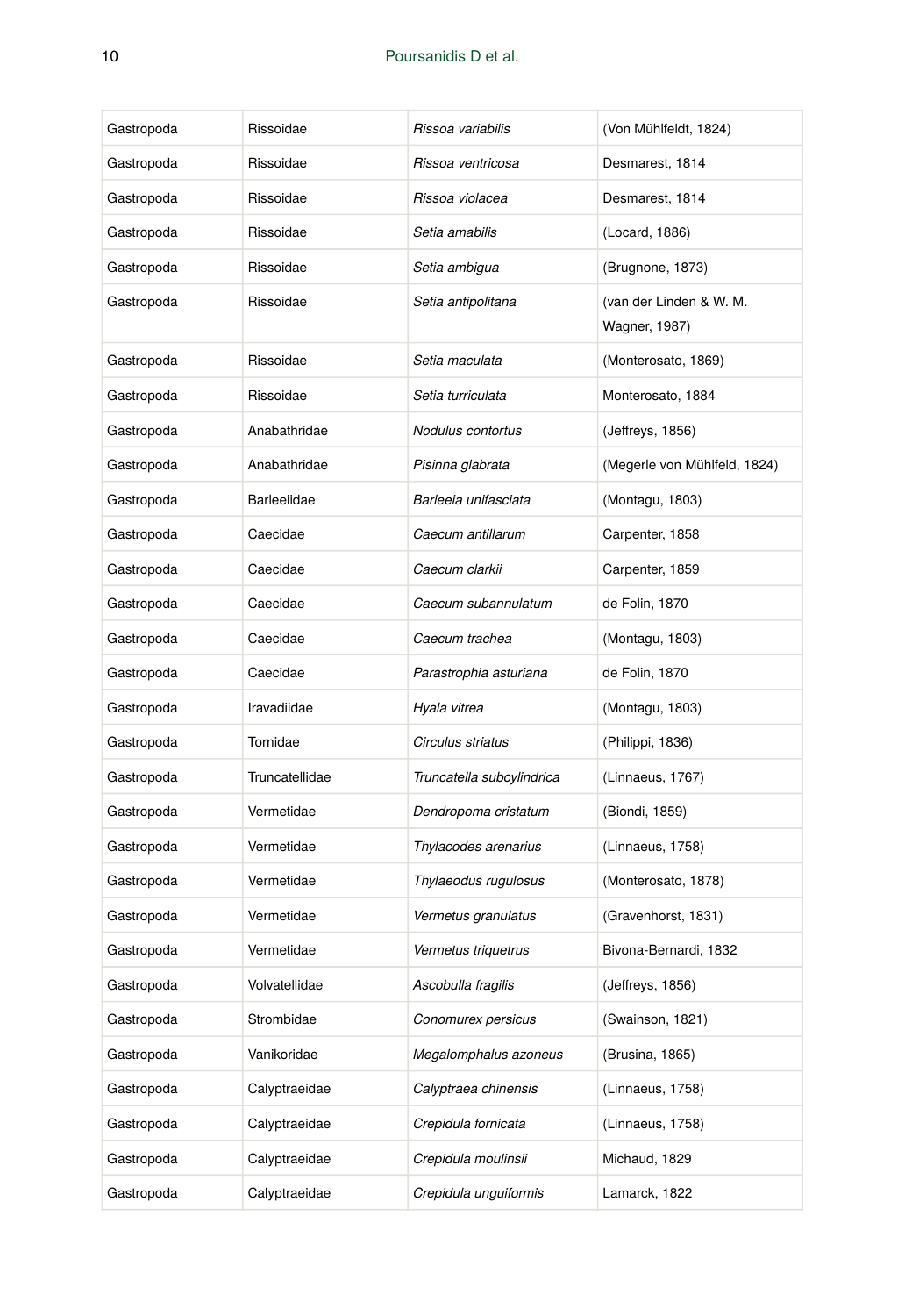| Gastropoda | Rissoidae | *Rissoa variabilis* | (Von Mühlfeldt, 1824) |
|---|---|---|---|
| Gastropoda | Rissoidae | *Rissoa ventricosa* | Desmarest, 1814 |
| Gastropoda | Rissoidae | *Rissoa violacea* | Desmarest, 1814 |
| Gastropoda | Rissoidae | *Setia amabilis* | (Locard, 1886) |
| Gastropoda | Rissoidae | *Setia ambigua* | (Brugnone, 1873) |
| Gastropoda | Rissoidae | *Setia antipolitana* | (van der Linden & W. M. Wagner, 1987) |
| Gastropoda | Rissoidae | *Setia maculata* | (Monterosato, 1869) |
| Gastropoda | Rissoidae | *Setia turriculata* | Monterosato, 1884 |
| Gastropoda | Anabathridae | *Nodulus contortus* | (Jeffreys, 1856) |
| Gastropoda | Anabathridae | *Pisinna glabrata* | (Megerle von Mühlfeld, 1824) |
| Gastropoda | Barleeiidae | *Barleeia unifasciata* | (Montagu, 1803) |
| Gastropoda | Caecidae | *Caecum antillarum* | Carpenter, 1858 |
| Gastropoda | Caecidae | *Caecum clarkii* | Carpenter, 1859 |
| Gastropoda | Caecidae | *Caecum subannulatum* | de Folin, 1870 |
| Gastropoda | Caecidae | *Caecum trachea* | (Montagu, 1803) |
| Gastropoda | Caecidae | *Parastrophia asturiana* | de Folin, 1870 |
| Gastropoda | Iravadiidae | *Hyala vitrea* | (Montagu, 1803) |
| Gastropoda | Tornidae | *Circulus striatus* | (Philippi, 1836) |
| Gastropoda | Truncatellidae | *Truncatella subcylindrica* | (Linnaeus, 1767) |
| Gastropoda | Vermetidae | *Dendropoma cristatum* | (Biondi, 1859) |
| Gastropoda | Vermetidae | *Thylacodes arenarius* | (Linnaeus, 1758) |
| Gastropoda | Vermetidae | *Thylaeodus rugulosus* | (Monterosato, 1878) |
| Gastropoda | Vermetidae | *Vermetus granulatus* | (Gravenhorst, 1831) |
| Gastropoda | Vermetidae | *Vermetus triquetrus* | Bivona-Bernardi, 1832 |
| Gastropoda | Volvatellidae | *Ascobulla fragilis* | (Jeffreys, 1856) |
| Gastropoda | Strombidae | *Conomurex persicus* | (Swainson, 1821) |
| Gastropoda | Vanikoridae | *Megalomphalus azoneus* | (Brusina, 1865) |
| Gastropoda | Calyptraeidae | *Calyptraea chinensis* | (Linnaeus, 1758) |
| Gastropoda | Calyptraeidae | *Crepidula fornicata* | (Linnaeus, 1758) |
| Gastropoda | Calyptraeidae | *Crepidula moulinsii* | Michaud, 1829 |
| Gastropoda | Calyptraeidae | *Crepidula unguiformis* | Lamarck, 1822 |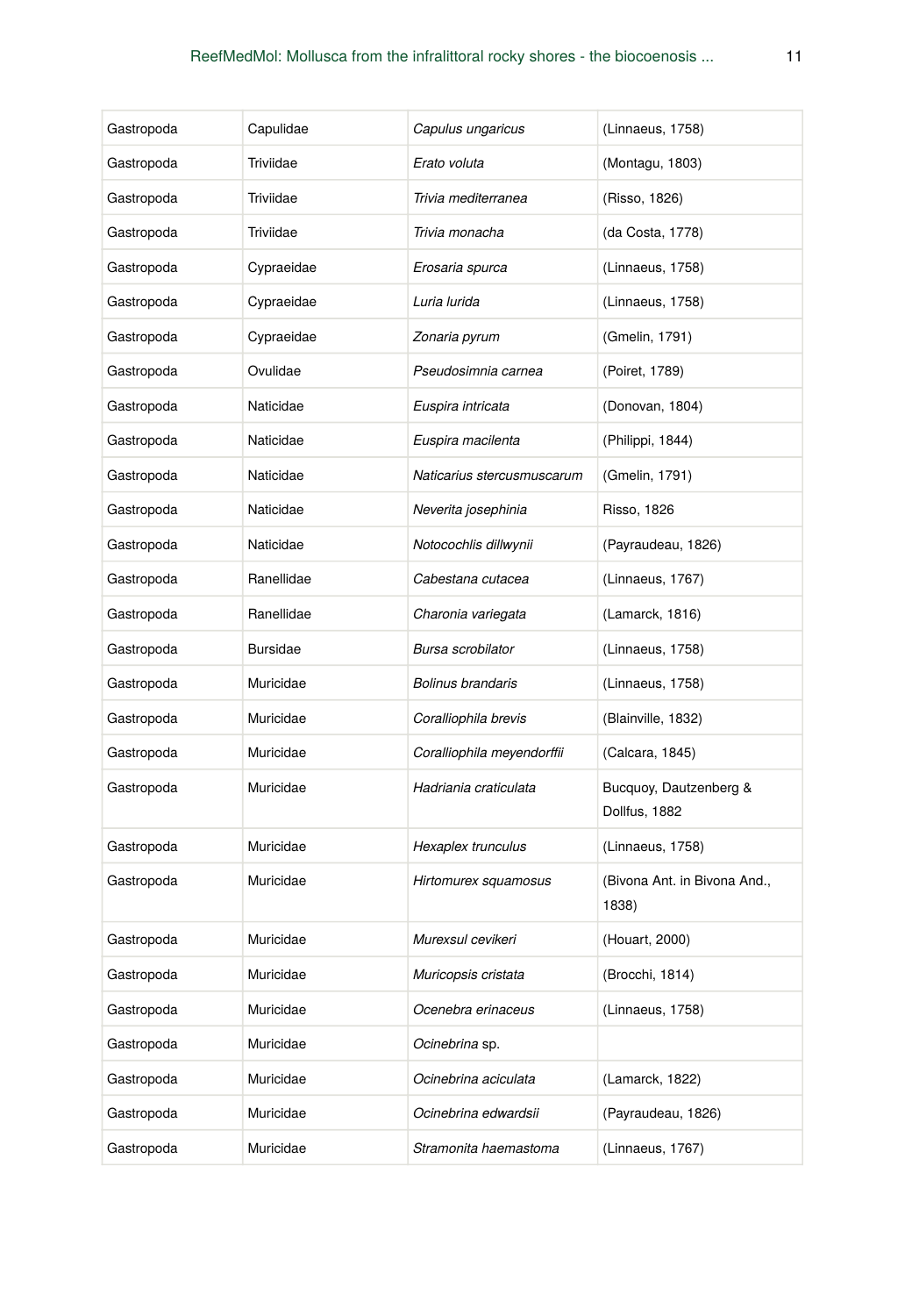| Gastropoda | Capulidae | *Capulus ungaricus* | (Linnaeus, 1758) |
|---|---|---|---|
| Gastropoda | Triviidae | *Erato voluta* | (Montagu, 1803) |
| Gastropoda | Triviidae | *Trivia mediterranea* | (Risso, 1826) |
| Gastropoda | Triviidae | *Trivia monacha* | (da Costa, 1778) |
| Gastropoda | Cypraeidae | *Erosaria spurca* | (Linnaeus, 1758) |
| Gastropoda | Cypraeidae | *Luria lurida* | (Linnaeus, 1758) |
| Gastropoda | Cypraeidae | *Zonaria pyrum* | (Gmelin, 1791) |
| Gastropoda | Ovulidae | *Pseudosimnia carnea* | (Poiret, 1789) |
| Gastropoda | Naticidae | *Euspira intricata* | (Donovan, 1804) |
| Gastropoda | Naticidae | *Euspira macilenta* | (Philippi, 1844) |
| Gastropoda | Naticidae | *Naticarius stercusmuscarum* | (Gmelin, 1791) |
| Gastropoda | Naticidae | *Neverita josephinia* | Risso, 1826 |
| Gastropoda | Naticidae | *Notocochlis dillwynii* | (Payraudeau, 1826) |
| Gastropoda | Ranellidae | *Cabestana cutacea* | (Linnaeus, 1767) |
| Gastropoda | Ranellidae | *Charonia variegata* | (Lamarck, 1816) |
| Gastropoda | Bursidae | *Bursa scrobilator* | (Linnaeus, 1758) |
| Gastropoda | Muricidae | *Bolinus brandaris* | (Linnaeus, 1758) |
| Gastropoda | Muricidae | *Coralliophila brevis* | (Blainville, 1832) |
| Gastropoda | Muricidae | *Coralliophila meyendorffii* | (Calcara, 1845) |
| Gastropoda | Muricidae | *Hadriania craticulata* | Bucquoy, Dautzenberg & Dollfus, 1882 |
| Gastropoda | Muricidae | *Hexaplex trunculus* | (Linnaeus, 1758) |
| Gastropoda | Muricidae | *Hirtomurex squamosus* | (Bivona Ant. in Bivona And., 1838) |
| Gastropoda | Muricidae | *Murexsul cevikeri* | (Houart, 2000) |
| Gastropoda | Muricidae | *Muricopsis cristata* | (Brocchi, 1814) |
| Gastropoda | Muricidae | *Ocenebra erinaceus* | (Linnaeus, 1758) |
| Gastropoda | Muricidae | *Ocinebrina* sp. | |
| Gastropoda | Muricidae | *Ocinebrina aciculata* | (Lamarck, 1822) |
| Gastropoda | Muricidae | *Ocinebrina edwardsii* | (Payraudeau, 1826) |
| Gastropoda | Muricidae | *Stramonita haemastoma* | (Linnaeus, 1767) |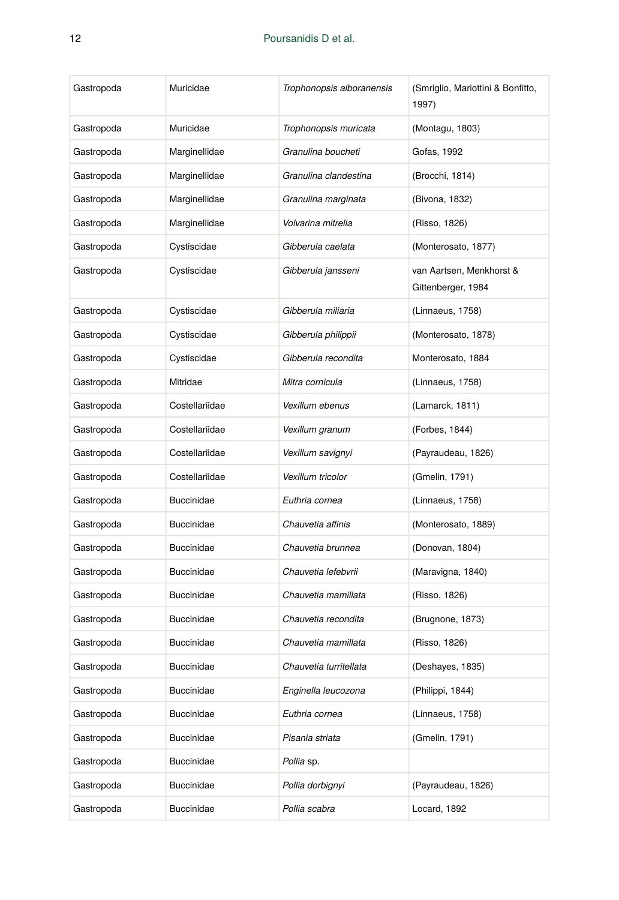| Gastropoda | Muricidae | *Trophonopsis alboranensis* | (Smriglio, Mariottini & Bonfitto, 1997) |
|---|---|---|---|
| Gastropoda | Muricidae | *Trophonopsis muricata* | (Montagu, 1803) |
| Gastropoda | Marginellidae | *Granulina boucheti* | Gofas, 1992 |
| Gastropoda | Marginellidae | *Granulina clandestina* | (Brocchi, 1814) |
| Gastropoda | Marginellidae | *Granulina marginata* | (Bivona, 1832) |
| Gastropoda | Marginellidae | *Volvarina mitrella* | (Risso, 1826) |
| Gastropoda | Cystiscidae | *Gibberula caelata* | (Monterosato, 1877) |
| Gastropoda | Cystiscidae | *Gibberula jansseni* | van Aartsen, Menkhorst & Gittenberger, 1984 |
| Gastropoda | Cystiscidae | *Gibberula miliaria* | (Linnaeus, 1758) |
| Gastropoda | Cystiscidae | *Gibberula philippii* | (Monterosato, 1878) |
| Gastropoda | Cystiscidae | *Gibberula recondita* | Monterosato, 1884 |
| Gastropoda | Mitridae | *Mitra cornicula* | (Linnaeus, 1758) |
| Gastropoda | Costellariidae | *Vexillum ebenus* | (Lamarck, 1811) |
| Gastropoda | Costellariidae | *Vexillum granum* | (Forbes, 1844) |
| Gastropoda | Costellariidae | *Vexillum savignyi* | (Payraudeau, 1826) |
| Gastropoda | Costellariidae | *Vexillum tricolor* | (Gmelin, 1791) |
| Gastropoda | Buccinidae | *Euthria cornea* | (Linnaeus, 1758) |
| Gastropoda | Buccinidae | *Chauvetia affinis* | (Monterosato, 1889) |
| Gastropoda | Buccinidae | *Chauvetia brunnea* | (Donovan, 1804) |
| Gastropoda | Buccinidae | *Chauvetia lefebvrii* | (Maravigna, 1840) |
| Gastropoda | Buccinidae | *Chauvetia mamillata* | (Risso, 1826) |
| Gastropoda | Buccinidae | *Chauvetia recondita* | (Brugnone, 1873) |
| Gastropoda | Buccinidae | *Chauvetia mamillata* | (Risso, 1826) |
| Gastropoda | Buccinidae | *Chauvetia turritellata* | (Deshayes, 1835) |
| Gastropoda | Buccinidae | *Enginella leucozona* | (Philippi, 1844) |
| Gastropoda | Buccinidae | *Euthria cornea* | (Linnaeus, 1758) |
| Gastropoda | Buccinidae | *Pisania striata* | (Gmelin, 1791) |
| Gastropoda | Buccinidae | *Pollia* sp. | |
| Gastropoda | Buccinidae | *Pollia dorbignyi* | (Payraudeau, 1826) |
| Gastropoda | Buccinidae | *Pollia scabra* | Locard, 1892 |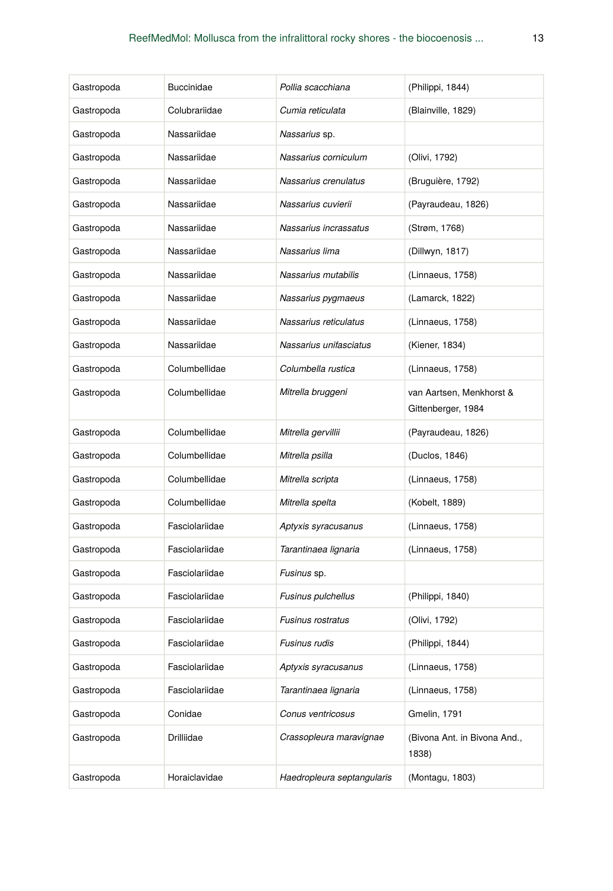| Gastropoda | Buccinidae | *Pollia scacchiana* | (Philippi, 1844) |
|---|---|---|---|
| Gastropoda | Colubrariidae | *Cumia reticulata* | (Blainville, 1829) |
| Gastropoda | Nassariidae | *Nassarius* sp. | |
| Gastropoda | Nassariidae | *Nassarius corniculum* | (Olivi, 1792) |
| Gastropoda | Nassariidae | *Nassarius crenulatus* | (Bruguière, 1792) |
| Gastropoda | Nassariidae | *Nassarius cuvierii* | (Payraudeau, 1826) |
| Gastropoda | Nassariidae | *Nassarius incrassatus* | (Strøm, 1768) |
| Gastropoda | Nassariidae | *Nassarius lima* | (Dillwyn, 1817) |
| Gastropoda | Nassariidae | *Nassarius mutabilis* | (Linnaeus, 1758) |
| Gastropoda | Nassariidae | *Nassarius pygmaeus* | (Lamarck, 1822) |
| Gastropoda | Nassariidae | *Nassarius reticulatus* | (Linnaeus, 1758) |
| Gastropoda | Nassariidae | *Nassarius unifasciatus* | (Kiener, 1834) |
| Gastropoda | Columbellidae | *Columbella rustica* | (Linnaeus, 1758) |
| Gastropoda | Columbellidae | *Mitrella bruggeni* | van Aartsen, Menkhorst & Gittenberger, 1984 |
| Gastropoda | Columbellidae | *Mitrella gervillii* | (Payraudeau, 1826) |
| Gastropoda | Columbellidae | *Mitrella psilla* | (Duclos, 1846) |
| Gastropoda | Columbellidae | *Mitrella scripta* | (Linnaeus, 1758) |
| Gastropoda | Columbellidae | *Mitrella spelta* | (Kobelt, 1889) |
| Gastropoda | Fasciolariidae | *Aptyxis syracusanus* | (Linnaeus, 1758) |
| Gastropoda | Fasciolariidae | *Tarantinaea lignaria* | (Linnaeus, 1758) |
| Gastropoda | Fasciolariidae | *Fusinus* sp. | |
| Gastropoda | Fasciolariidae | *Fusinus pulchellus* | (Philippi, 1840) |
| Gastropoda | Fasciolariidae | *Fusinus rostratus* | (Olivi, 1792) |
| Gastropoda | Fasciolariidae | *Fusinus rudis* | (Philippi, 1844) |
| Gastropoda | Fasciolariidae | *Aptyxis syracusanus* | (Linnaeus, 1758) |
| Gastropoda | Fasciolariidae | *Tarantinaea lignaria* | (Linnaeus, 1758) |
| Gastropoda | Conidae | *Conus ventricosus* | Gmelin, 1791 |
| Gastropoda | Drilliidae | *Crassopleura maravignae* | (Bivona Ant. in Bivona And., 1838) |
| Gastropoda | Horaiclavidae | *Haedropleura septangularis* | (Montagu, 1803) |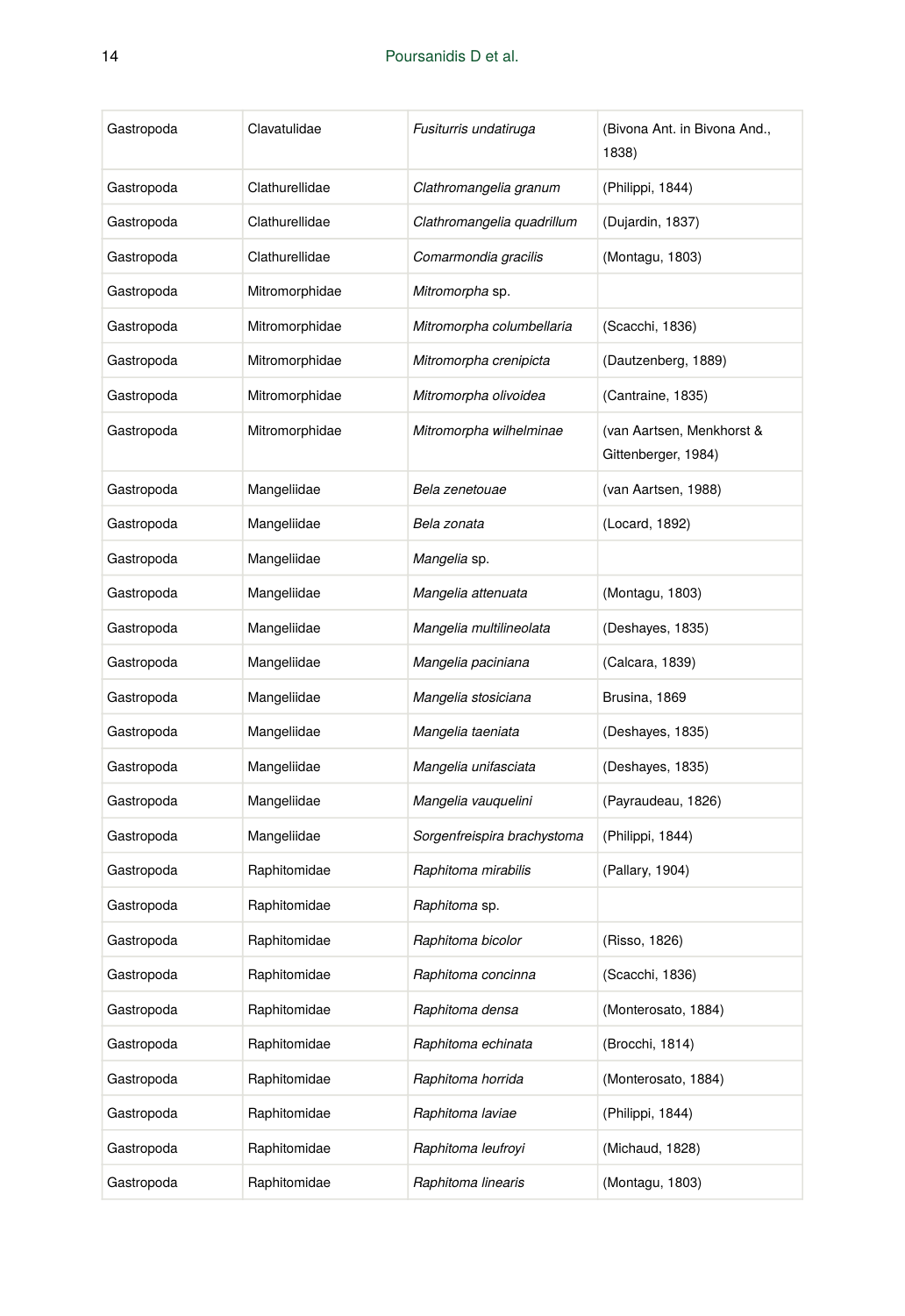| Gastropoda | Clavatulidae | *Fusiturris undatiruga* | (Bivona Ant. in Bivona And., 1838) |
|---|---|---|---|
| Gastropoda | Clathurellidae | *Clathromangelia granum* | (Philippi, 1844) |
| Gastropoda | Clathurellidae | *Clathromangelia quadrillum* | (Dujardin, 1837) |
| Gastropoda | Clathurellidae | *Comarmondia gracilis* | (Montagu, 1803) |
| Gastropoda | Mitromorphidae | *Mitromorpha* sp. | |
| Gastropoda | Mitromorphidae | *Mitromorpha columbellaria* | (Scacchi, 1836) |
| Gastropoda | Mitromorphidae | *Mitromorpha crenipicta* | (Dautzenberg, 1889) |
| Gastropoda | Mitromorphidae | *Mitromorpha olivoidea* | (Cantraine, 1835) |
| Gastropoda | Mitromorphidae | *Mitromorpha wilhelminae* | (van Aartsen, Menkhorst & Gittenberger, 1984) |
| Gastropoda | Mangeliidae | *Bela zenetouae* | (van Aartsen, 1988) |
| Gastropoda | Mangeliidae | *Bela zonata* | (Locard, 1892) |
| Gastropoda | Mangeliidae | *Mangelia* sp. | |
| Gastropoda | Mangeliidae | *Mangelia attenuata* | (Montagu, 1803) |
| Gastropoda | Mangeliidae | *Mangelia multilineolata* | (Deshayes, 1835) |
| Gastropoda | Mangeliidae | *Mangelia paciniana* | (Calcara, 1839) |
| Gastropoda | Mangeliidae | *Mangelia stosiciana* | Brusina, 1869 |
| Gastropoda | Mangeliidae | *Mangelia taeniata* | (Deshayes, 1835) |
| Gastropoda | Mangeliidae | *Mangelia unifasciata* | (Deshayes, 1835) |
| Gastropoda | Mangeliidae | *Mangelia vauquelini* | (Payraudeau, 1826) |
| Gastropoda | Mangeliidae | *Sorgenfreispira brachystoma* | (Philippi, 1844) |
| Gastropoda | Raphitomidae | *Raphitoma mirabilis* | (Pallary, 1904) |
| Gastropoda | Raphitomidae | *Raphitoma* sp. | |
| Gastropoda | Raphitomidae | *Raphitoma bicolor* | (Risso, 1826) |
| Gastropoda | Raphitomidae | *Raphitoma concinna* | (Scacchi, 1836) |
| Gastropoda | Raphitomidae | *Raphitoma densa* | (Monterosato, 1884) |
| Gastropoda | Raphitomidae | *Raphitoma echinata* | (Brocchi, 1814) |
| Gastropoda | Raphitomidae | *Raphitoma horrida* | (Monterosato, 1884) |
| Gastropoda | Raphitomidae | *Raphitoma laviae* | (Philippi, 1844) |
| Gastropoda | Raphitomidae | *Raphitoma leufroyi* | (Michaud, 1828) |
| Gastropoda | Raphitomidae | *Raphitoma linearis* | (Montagu, 1803) |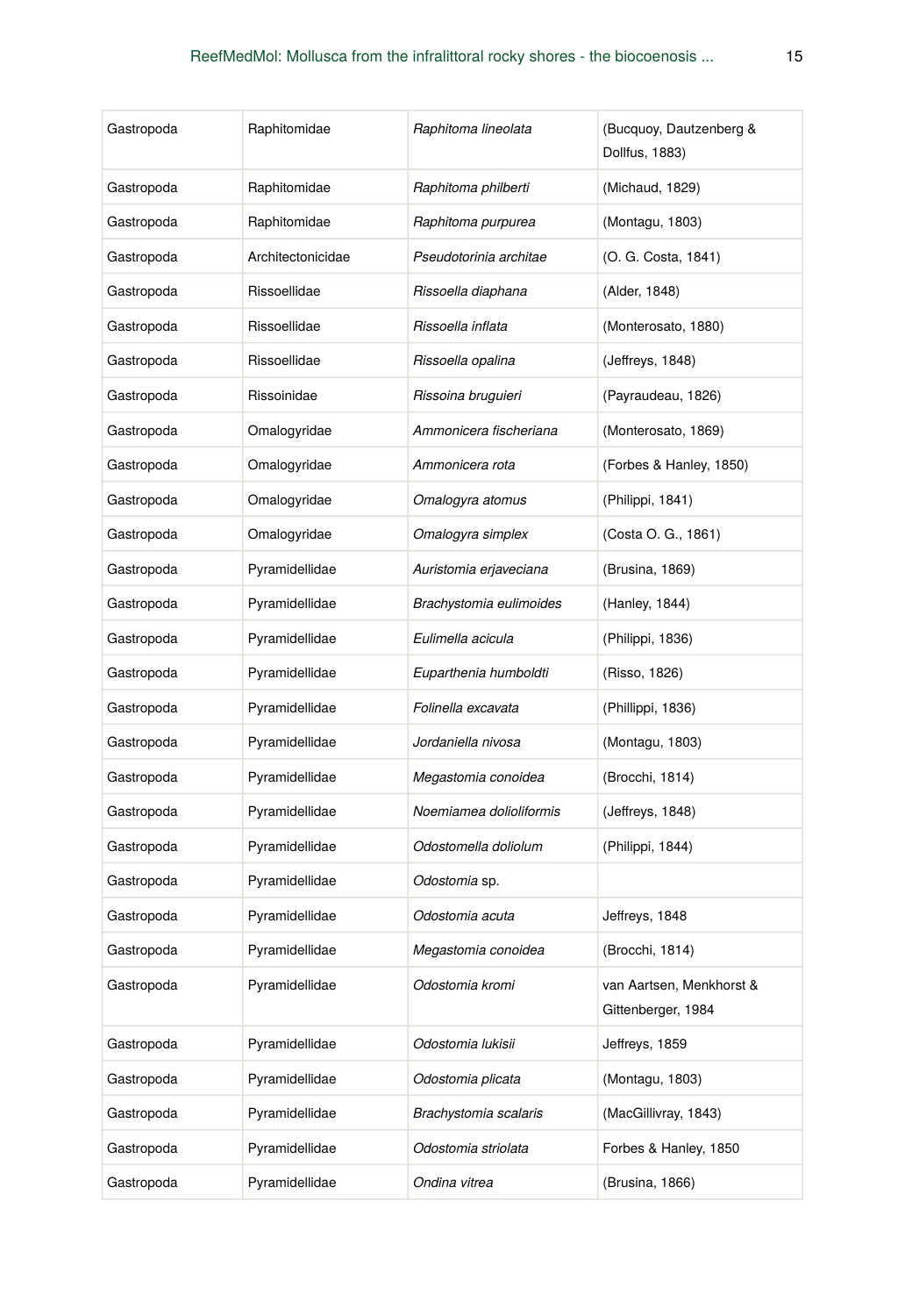| Gastropoda | Raphitomidae | *Raphitoma lineolata* | (Bucquoy, Dautzenberg & Dollfus, 1883) |
|---|---|---|---|
| Gastropoda | Raphitomidae | *Raphitoma philberti* | (Michaud, 1829) |
| Gastropoda | Raphitomidae | *Raphitoma purpurea* | (Montagu, 1803) |
| Gastropoda | Architectonicidae | *Pseudotorinia architae* | (O. G. Costa, 1841) |
| Gastropoda | Rissoellidae | *Rissoella diaphana* | (Alder, 1848) |
| Gastropoda | Rissoellidae | *Rissoella inflata* | (Monterosato, 1880) |
| Gastropoda | Rissoellidae | *Rissoella opalina* | (Jeffreys, 1848) |
| Gastropoda | Rissoinidae | *Rissoina bruguieri* | (Payraudeau, 1826) |
| Gastropoda | Omalogyridae | *Ammonicera fischeriana* | (Monterosato, 1869) |
| Gastropoda | Omalogyridae | *Ammonicera rota* | (Forbes & Hanley, 1850) |
| Gastropoda | Omalogyridae | *Omalogyra atomus* | (Philippi, 1841) |
| Gastropoda | Omalogyridae | *Omalogyra simplex* | (Costa O. G., 1861) |
| Gastropoda | Pyramidellidae | *Auristomia erjaveciana* | (Brusina, 1869) |
| Gastropoda | Pyramidellidae | *Brachystomia eulimoides* | (Hanley, 1844) |
| Gastropoda | Pyramidellidae | *Eulimella acicula* | (Philippi, 1836) |
| Gastropoda | Pyramidellidae | *Euparthenia humboldti* | (Risso, 1826) |
| Gastropoda | Pyramidellidae | *Folinella excavata* | (Phillippi, 1836) |
| Gastropoda | Pyramidellidae | *Jordaniella nivosa* | (Montagu, 1803) |
| Gastropoda | Pyramidellidae | *Megastomia conoidea* | (Brocchi, 1814) |
| Gastropoda | Pyramidellidae | *Noemiamea dolioliformis* | (Jeffreys, 1848) |
| Gastropoda | Pyramidellidae | *Odostomella doliolum* | (Philippi, 1844) |
| Gastropoda | Pyramidellidae | *Odostomia* sp. | |
| Gastropoda | Pyramidellidae | *Odostomia acuta* | Jeffreys, 1848 |
| Gastropoda | Pyramidellidae | *Megastomia conoidea* | (Brocchi, 1814) |
| Gastropoda | Pyramidellidae | *Odostomia kromi* | van Aartsen, Menkhorst & Gittenberger, 1984 |
| Gastropoda | Pyramidellidae | *Odostomia lukisii* | Jeffreys, 1859 |
| Gastropoda | Pyramidellidae | *Odostomia plicata* | (Montagu, 1803) |
| Gastropoda | Pyramidellidae | *Brachystomia scalaris* | (MacGillivray, 1843) |
| Gastropoda | Pyramidellidae | *Odostomia striolata* | Forbes & Hanley, 1850 |
| Gastropoda | Pyramidellidae | *Ondina vitrea* | (Brusina, 1866) |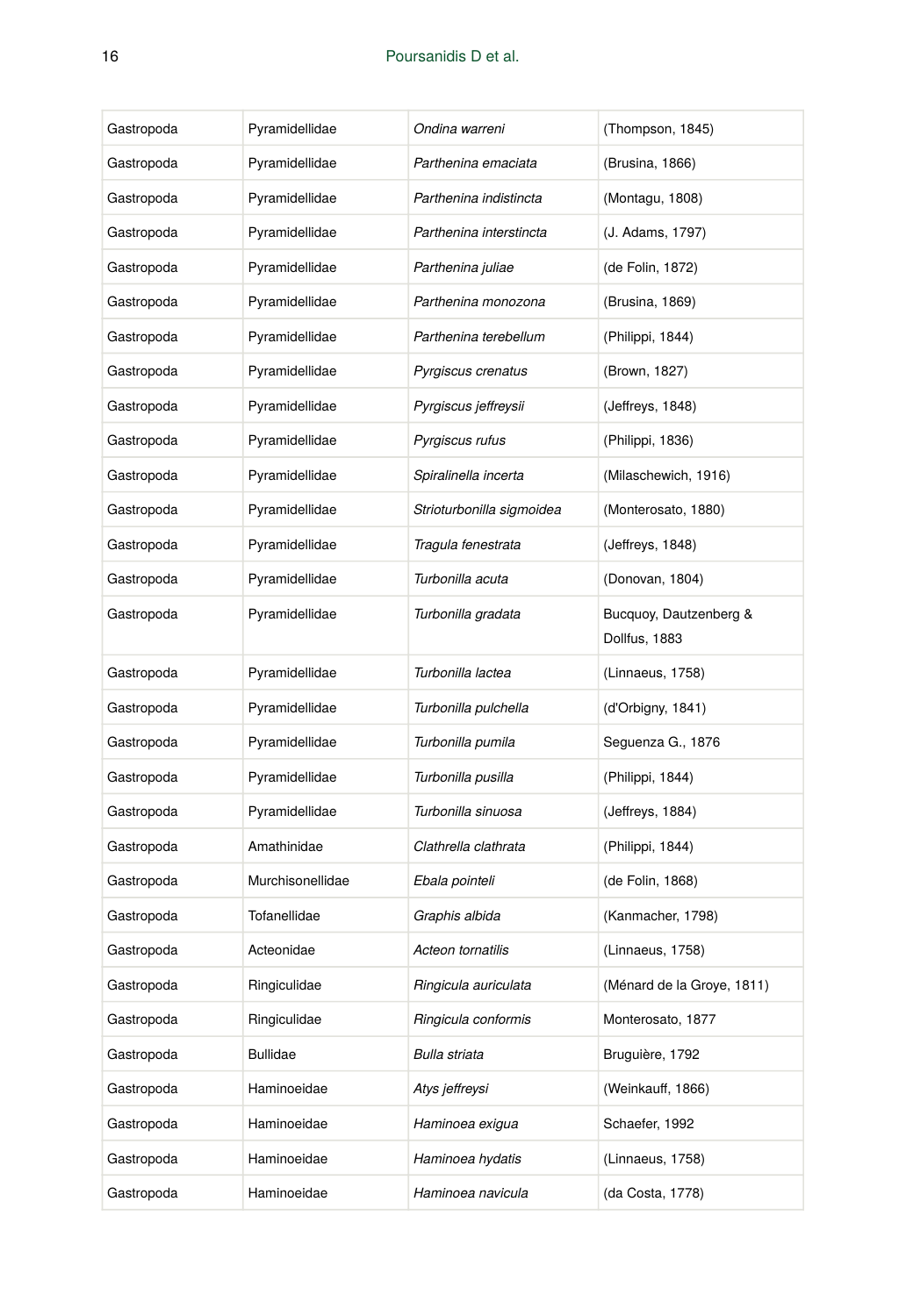| Gastropoda | Pyramidellidae | *Ondina warreni* | (Thompson, 1845) |
|---|---|---|---|
| Gastropoda | Pyramidellidae | *Parthenina emaciata* | (Brusina, 1866) |
| Gastropoda | Pyramidellidae | *Parthenina indistincta* | (Montagu, 1808) |
| Gastropoda | Pyramidellidae | *Parthenina interstincta* | (J. Adams, 1797) |
| Gastropoda | Pyramidellidae | *Parthenina juliae* | (de Folin, 1872) |
| Gastropoda | Pyramidellidae | *Parthenina monozona* | (Brusina, 1869) |
| Gastropoda | Pyramidellidae | *Parthenina terebellum* | (Philippi, 1844) |
| Gastropoda | Pyramidellidae | *Pyrgiscus crenatus* | (Brown, 1827) |
| Gastropoda | Pyramidellidae | *Pyrgiscus jeffreysii* | (Jeffreys, 1848) |
| Gastropoda | Pyramidellidae | *Pyrgiscus rufus* | (Philippi, 1836) |
| Gastropoda | Pyramidellidae | *Spiralinella incerta* | (Milaschewich, 1916) |
| Gastropoda | Pyramidellidae | *Strioturbonilla sigmoidea* | (Monterosato, 1880) |
| Gastropoda | Pyramidellidae | *Tragula fenestrata* | (Jeffreys, 1848) |
| Gastropoda | Pyramidellidae | *Turbonilla acuta* | (Donovan, 1804) |
| Gastropoda | Pyramidellidae | *Turbonilla gradata* | Bucquoy, Dautzenberg & Dollfus, 1883 |
| Gastropoda | Pyramidellidae | *Turbonilla lactea* | (Linnaeus, 1758) |
| Gastropoda | Pyramidellidae | *Turbonilla pulchella* | (d'Orbigny, 1841) |
| Gastropoda | Pyramidellidae | *Turbonilla pumila* | Seguenza G., 1876 |
| Gastropoda | Pyramidellidae | *Turbonilla pusilla* | (Philippi, 1844) |
| Gastropoda | Pyramidellidae | *Turbonilla sinuosa* | (Jeffreys, 1884) |
| Gastropoda | Amathinidae | *Clathrella clathrata* | (Philippi, 1844) |
| Gastropoda | Murchisonellidae | *Ebala pointeli* | (de Folin, 1868) |
| Gastropoda | Tofanellidae | *Graphis albida* | (Kanmacher, 1798) |
| Gastropoda | Acteonidae | *Acteon tornatilis* | (Linnaeus, 1758) |
| Gastropoda | Ringiculidae | *Ringicula auriculata* | (Ménard de la Groye, 1811) |
| Gastropoda | Ringiculidae | *Ringicula conformis* | Monterosato, 1877 |
| Gastropoda | Bullidae | *Bulla striata* | Bruguière, 1792 |
| Gastropoda | Haminoeidae | *Atys jeffreysi* | (Weinkauff, 1866) |
| Gastropoda | Haminoeidae | *Haminoea exigua* | Schaefer, 1992 |
| Gastropoda | Haminoeidae | *Haminoea hydatis* | (Linnaeus, 1758) |
| Gastropoda | Haminoeidae | *Haminoea navicula* | (da Costa, 1778) |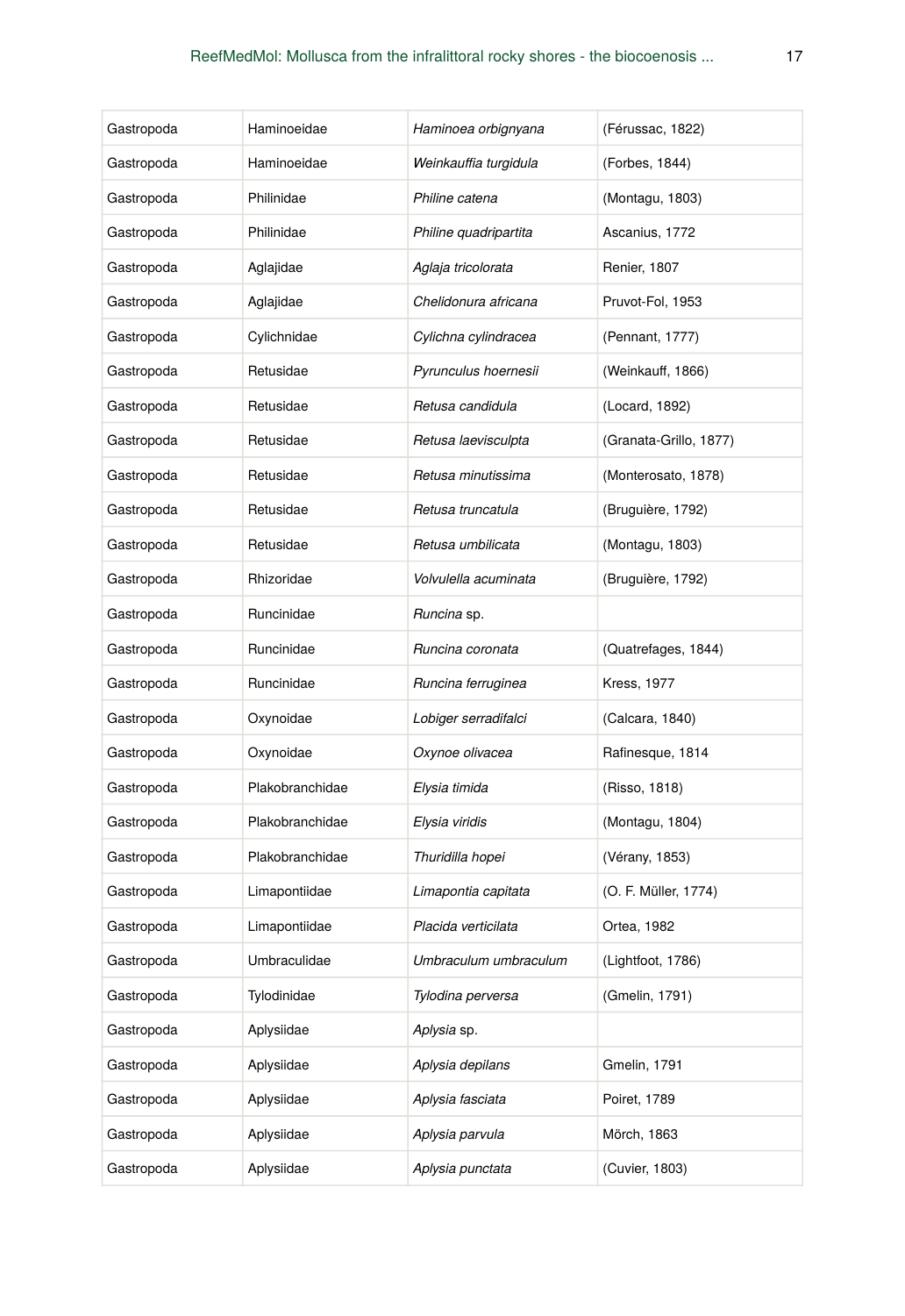| Gastropoda | Haminoeidae | *Haminoea orbignyana* | (Férussac, 1822) |
|---|---|---|---|
| Gastropoda | Haminoeidae | *Weinkauffia turgidula* | (Forbes, 1844) |
| Gastropoda | Philinidae | *Philine catena* | (Montagu, 1803) |
| Gastropoda | Philinidae | *Philine quadripartita* | Ascanius, 1772 |
| Gastropoda | Aglajidae | *Aglaja tricolorata* | Renier, 1807 |
| Gastropoda | Aglajidae | *Chelidonura africana* | Pruvot-Fol, 1953 |
| Gastropoda | Cylichnidae | *Cylichna cylindracea* | (Pennant, 1777) |
| Gastropoda | Retusidae | *Pyrunculus hoernesii* | (Weinkauff, 1866) |
| Gastropoda | Retusidae | *Retusa candidula* | (Locard, 1892) |
| Gastropoda | Retusidae | *Retusa laevisculpta* | (Granata-Grillo, 1877) |
| Gastropoda | Retusidae | *Retusa minutissima* | (Monterosato, 1878) |
| Gastropoda | Retusidae | *Retusa truncatula* | (Bruguière, 1792) |
| Gastropoda | Retusidae | *Retusa umbilicata* | (Montagu, 1803) |
| Gastropoda | Rhizoridae | *Volvulella acuminata* | (Bruguière, 1792) |
| Gastropoda | Runcinidae | *Runcina* sp. | |
| Gastropoda | Runcinidae | *Runcina coronata* | (Quatrefages, 1844) |
| Gastropoda | Runcinidae | *Runcina ferruginea* | Kress, 1977 |
| Gastropoda | Oxynoidae | *Lobiger serradifalci* | (Calcara, 1840) |
| Gastropoda | Oxynoidae | *Oxynoe olivacea* | Rafinesque, 1814 |
| Gastropoda | Plakobranchidae | *Elysia timida* | (Risso, 1818) |
| Gastropoda | Plakobranchidae | *Elysia viridis* | (Montagu, 1804) |
| Gastropoda | Plakobranchidae | *Thuridilla hopei* | (Vérany, 1853) |
| Gastropoda | Limapontiidae | *Limapontia capitata* | (O. F. Müller, 1774) |
| Gastropoda | Limapontiidae | *Placida verticilata* | Ortea, 1982 |
| Gastropoda | Umbraculidae | *Umbraculum umbraculum* | (Lightfoot, 1786) |
| Gastropoda | Tylodinidae | *Tylodina perversa* | (Gmelin, 1791) |
| Gastropoda | Aplysiidae | *Aplysia* sp. | |
| Gastropoda | Aplysiidae | *Aplysia depilans* | Gmelin, 1791 |
| Gastropoda | Aplysiidae | *Aplysia fasciata* | Poiret, 1789 |
| Gastropoda | Aplysiidae | *Aplysia parvula* | Mörch, 1863 |
| Gastropoda | Aplysiidae | *Aplysia punctata* | (Cuvier, 1803) |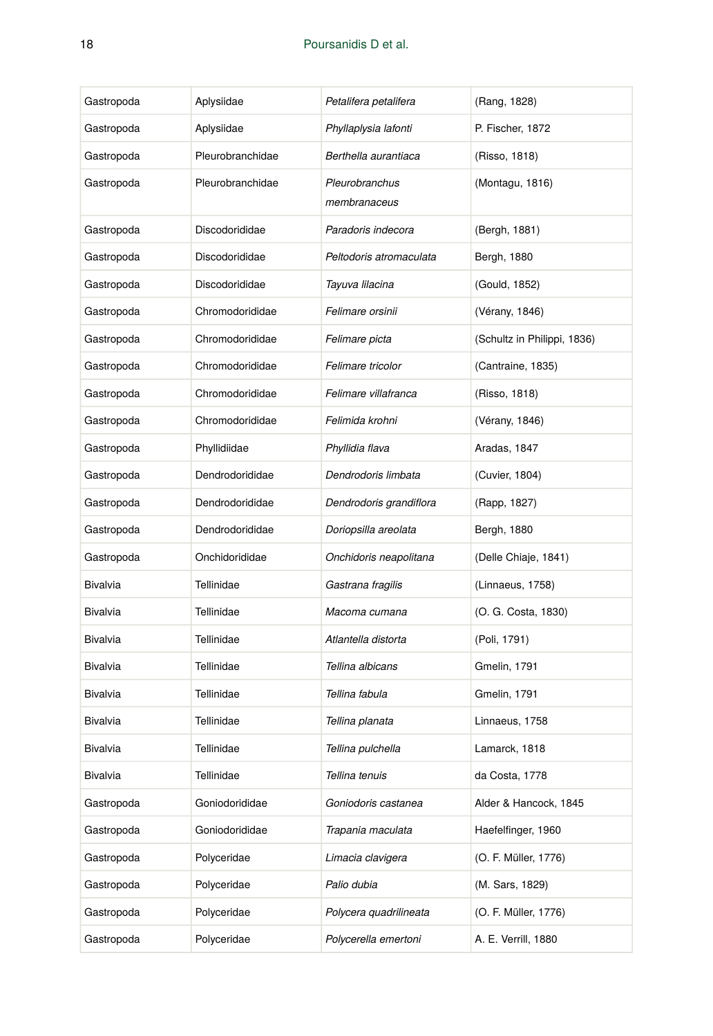| Gastropoda | Aplysiidae | *Petalifera petalifera* | (Rang, 1828) |
|---|---|---|---|
| Gastropoda | Aplysiidae | *Phyllaplysia lafonti* | P. Fischer, 1872 |
| Gastropoda | Pleurobranchidae | *Berthella aurantiaca* | (Risso, 1818) |
| Gastropoda | Pleurobranchidae | *Pleurobranchus membranaceus* | (Montagu, 1816) |
| Gastropoda | Discodorididae | *Paradoris indecora* | (Bergh, 1881) |
| Gastropoda | Discodorididae | *Peltodoris atromaculata* | Bergh, 1880 |
| Gastropoda | Discodorididae | *Tayuva lilacina* | (Gould, 1852) |
| Gastropoda | Chromodorididae | *Felimare orsinii* | (Vérany, 1846) |
| Gastropoda | Chromodorididae | *Felimare picta* | (Schultz in Philippi, 1836) |
| Gastropoda | Chromodorididae | *Felimare tricolor* | (Cantraine, 1835) |
| Gastropoda | Chromodorididae | *Felimare villafranca* | (Risso, 1818) |
| Gastropoda | Chromodorididae | *Felimida krohni* | (Vérany, 1846) |
| Gastropoda | Phyllidiidae | *Phyllidia flava* | Aradas, 1847 |
| Gastropoda | Dendrodorididae | *Dendrodoris limbata* | (Cuvier, 1804) |
| Gastropoda | Dendrodorididae | *Dendrodoris grandiflora* | (Rapp, 1827) |
| Gastropoda | Dendrodorididae | *Doriopsilla areolata* | Bergh, 1880 |
| Gastropoda | Onchidorididae | *Onchidoris neapolitana* | (Delle Chiaje, 1841) |
| Bivalvia | Tellinidae | *Gastrana fragilis* | (Linnaeus, 1758) |
| Bivalvia | Tellinidae | *Macoma cumana* | (O. G. Costa, 1830) |
| Bivalvia | Tellinidae | *Atlantella distorta* | (Poli, 1791) |
| Bivalvia | Tellinidae | *Tellina albicans* | Gmelin, 1791 |
| Bivalvia | Tellinidae | *Tellina fabula* | Gmelin, 1791 |
| Bivalvia | Tellinidae | *Tellina planata* | Linnaeus, 1758 |
| Bivalvia | Tellinidae | *Tellina pulchella* | Lamarck, 1818 |
| Bivalvia | Tellinidae | *Tellina tenuis* | da Costa, 1778 |
| Gastropoda | Goniodorididae | *Goniodoris castanea* | Alder & Hancock, 1845 |
| Gastropoda | Goniodorididae | *Trapania maculata* | Haefelfinger, 1960 |
| Gastropoda | Polyceridae | *Limacia clavigera* | (O. F. Müller, 1776) |
| Gastropoda | Polyceridae | *Palio dubia* | (M. Sars, 1829) |
| Gastropoda | Polyceridae | *Polycera quadrilineata* | (O. F. Müller, 1776) |
| Gastropoda | Polyceridae | *Polycerella emertoni* | A. E. Verrill, 1880 |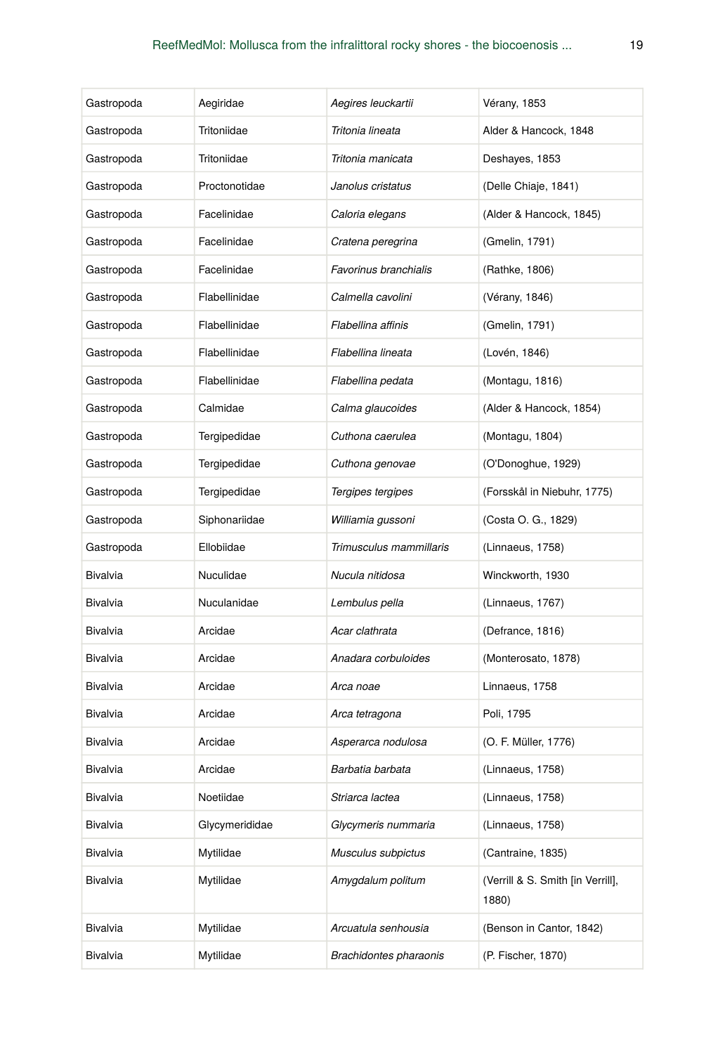| Gastropoda | Aegiridae | *Aegires leuckartii* | Vérany, 1853 |
|---|---|---|---|
| Gastropoda | Tritoniidae | *Tritonia lineata* | Alder & Hancock, 1848 |
| Gastropoda | Tritoniidae | *Tritonia manicata* | Deshayes, 1853 |
| Gastropoda | Proctonotidae | *Janolus cristatus* | (Delle Chiaje, 1841) |
| Gastropoda | Facelinidae | *Caloria elegans* | (Alder & Hancock, 1845) |
| Gastropoda | Facelinidae | *Cratena peregrina* | (Gmelin, 1791) |
| Gastropoda | Facelinidae | *Favorinus branchialis* | (Rathke, 1806) |
| Gastropoda | Flabellinidae | *Calmella cavolini* | (Vérany, 1846) |
| Gastropoda | Flabellinidae | *Flabellina affinis* | (Gmelin, 1791) |
| Gastropoda | Flabellinidae | *Flabellina lineata* | (Lovén, 1846) |
| Gastropoda | Flabellinidae | *Flabellina pedata* | (Montagu, 1816) |
| Gastropoda | Calmidae | *Calma glaucoides* | (Alder & Hancock, 1854) |
| Gastropoda | Tergipedidae | *Cuthona caerulea* | (Montagu, 1804) |
| Gastropoda | Tergipedidae | *Cuthona genovae* | (O'Donoghue, 1929) |
| Gastropoda | Tergipedidae | *Tergipes tergipes* | (Forsskål in Niebuhr, 1775) |
| Gastropoda | Siphonariidae | *Williamia gussoni* | (Costa O. G., 1829) |
| Gastropoda | Ellobiidae | *Trimusculus mammillaris* | (Linnaeus, 1758) |
| Bivalvia | Nuculidae | *Nucula nitidosa* | Winckworth, 1930 |
| Bivalvia | Nuculanidae | *Lembulus pella* | (Linnaeus, 1767) |
| Bivalvia | Arcidae | *Acar clathrata* | (Defrance, 1816) |
| Bivalvia | Arcidae | *Anadara corbuloides* | (Monterosato, 1878) |
| Bivalvia | Arcidae | *Arca noae* | Linnaeus, 1758 |
| Bivalvia | Arcidae | *Arca tetragona* | Poli, 1795 |
| Bivalvia | Arcidae | *Asperarca nodulosa* | (O. F. Müller, 1776) |
| Bivalvia | Arcidae | *Barbatia barbata* | (Linnaeus, 1758) |
| Bivalvia | Noetiidae | *Striarca lactea* | (Linnaeus, 1758) |
| Bivalvia | Glycymerididae | *Glycymeris nummaria* | (Linnaeus, 1758) |
| Bivalvia | Mytilidae | *Musculus subpictus* | (Cantraine, 1835) |
| Bivalvia | Mytilidae | *Amygdalum politum* | (Verrill & S. Smith [in Verrill], 1880) |
| Bivalvia | Mytilidae | *Arcuatula senhousia* | (Benson in Cantor, 1842) |
| Bivalvia | Mytilidae | *Brachidontes pharaonis* | (P. Fischer, 1870) |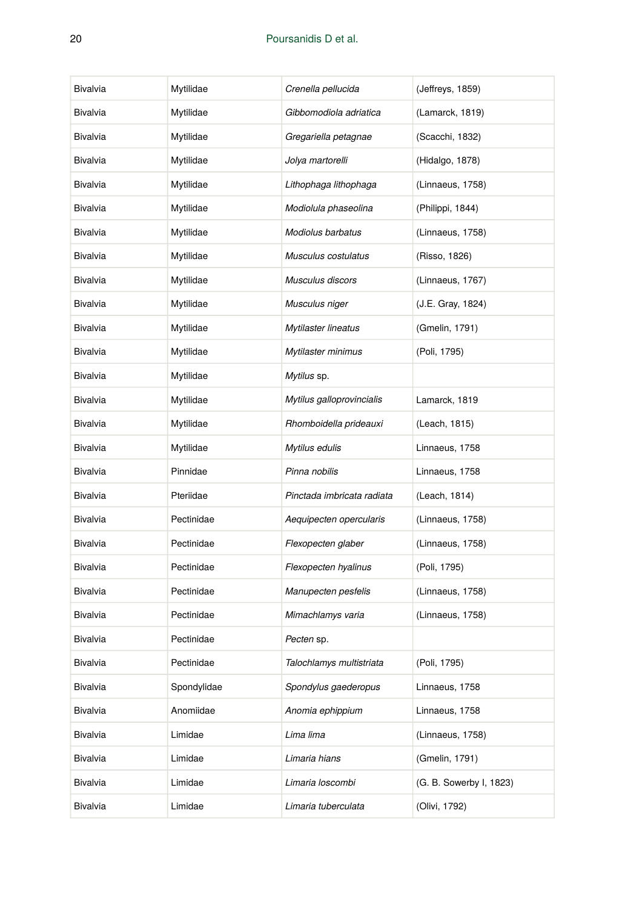| Bivalvia | Mytilidae | *Crenella pellucida* | (Jeffreys, 1859) |
|---|---|---|---|
| Bivalvia | Mytilidae | *Gibbomodiola adriatica* | (Lamarck, 1819) |
| Bivalvia | Mytilidae | *Gregariella petagnae* | (Scacchi, 1832) |
| Bivalvia | Mytilidae | *Jolya martorelli* | (Hidalgo, 1878) |
| Bivalvia | Mytilidae | *Lithophaga lithophaga* | (Linnaeus, 1758) |
| Bivalvia | Mytilidae | *Modiolula phaseolina* | (Philippi, 1844) |
| Bivalvia | Mytilidae | *Modiolus barbatus* | (Linnaeus, 1758) |
| Bivalvia | Mytilidae | *Musculus costulatus* | (Risso, 1826) |
| Bivalvia | Mytilidae | *Musculus discors* | (Linnaeus, 1767) |
| Bivalvia | Mytilidae | *Musculus niger* | (J.E. Gray, 1824) |
| Bivalvia | Mytilidae | *Mytilaster lineatus* | (Gmelin, 1791) |
| Bivalvia | Mytilidae | *Mytilaster minimus* | (Poli, 1795) |
| Bivalvia | Mytilidae | *Mytilus* sp. | |
| Bivalvia | Mytilidae | *Mytilus galloprovincialis* | Lamarck, 1819 |
| Bivalvia | Mytilidae | *Rhomboidella prideauxi* | (Leach, 1815) |
| Bivalvia | Mytilidae | *Mytilus edulis* | Linnaeus, 1758 |
| Bivalvia | Pinnidae | *Pinna nobilis* | Linnaeus, 1758 |
| Bivalvia | Pteriidae | *Pinctada imbricata radiata* | (Leach, 1814) |
| Bivalvia | Pectinidae | *Aequipecten opercularis* | (Linnaeus, 1758) |
| Bivalvia | Pectinidae | *Flexopecten glaber* | (Linnaeus, 1758) |
| Bivalvia | Pectinidae | *Flexopecten hyalinus* | (Poli, 1795) |
| Bivalvia | Pectinidae | *Manupecten pesfelis* | (Linnaeus, 1758) |
| Bivalvia | Pectinidae | *Mimachlamys varia* | (Linnaeus, 1758) |
| Bivalvia | Pectinidae | *Pecten* sp. | |
| Bivalvia | Pectinidae | *Talochlamys multistriata* | (Poli, 1795) |
| Bivalvia | Spondylidae | *Spondylus gaederopus* | Linnaeus, 1758 |
| Bivalvia | Anomiidae | *Anomia ephippium* | Linnaeus, 1758 |
| Bivalvia | Limidae | *Lima lima* | (Linnaeus, 1758) |
| Bivalvia | Limidae | *Limaria hians* | (Gmelin, 1791) |
| Bivalvia | Limidae | *Limaria loscombi* | (G. B. Sowerby I, 1823) |
| Bivalvia | Limidae | *Limaria tuberculata* | (Olivi, 1792) |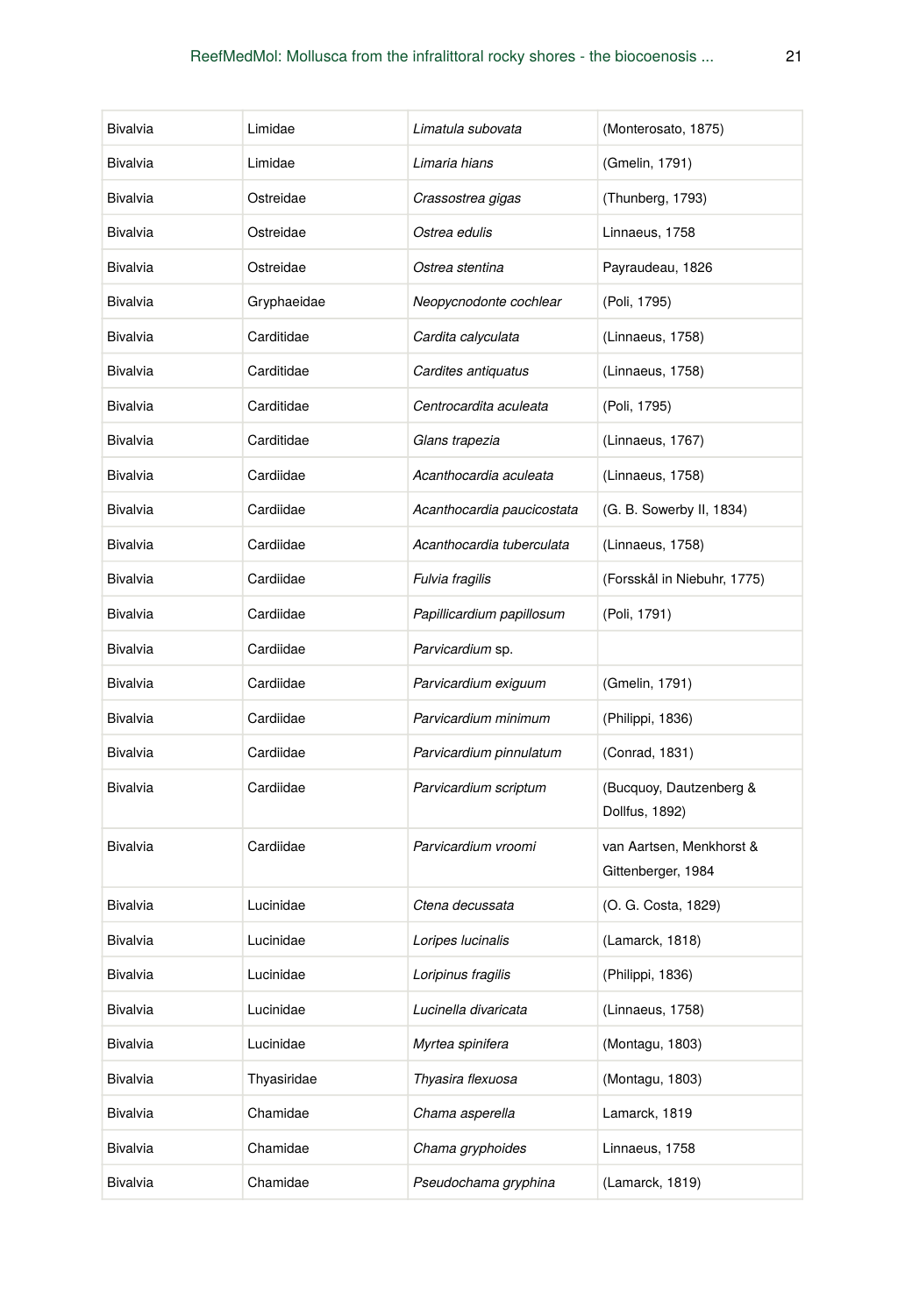| Bivalvia | Limidae | *Limatula subovata* | (Monterosato, 1875) |
|---|---|---|---|
| Bivalvia | Limidae | *Limaria hians* | (Gmelin, 1791) |
| Bivalvia | Ostreidae | *Crassostrea gigas* | (Thunberg, 1793) |
| Bivalvia | Ostreidae | *Ostrea edulis* | Linnaeus, 1758 |
| Bivalvia | Ostreidae | *Ostrea stentina* | Payraudeau, 1826 |
| Bivalvia | Gryphaeidae | *Neopycnodonte cochlear* | (Poli, 1795) |
| Bivalvia | Carditidae | *Cardita calyculata* | (Linnaeus, 1758) |
| Bivalvia | Carditidae | *Cardites antiquatus* | (Linnaeus, 1758) |
| Bivalvia | Carditidae | *Centrocardita aculeata* | (Poli, 1795) |
| Bivalvia | Carditidae | *Glans trapezia* | (Linnaeus, 1767) |
| Bivalvia | Cardiidae | *Acanthocardia aculeata* | (Linnaeus, 1758) |
| Bivalvia | Cardiidae | *Acanthocardia paucicostata* | (G. B. Sowerby II, 1834) |
| Bivalvia | Cardiidae | *Acanthocardia tuberculata* | (Linnaeus, 1758) |
| Bivalvia | Cardiidae | *Fulvia fragilis* | (Forsskål in Niebuhr, 1775) |
| Bivalvia | Cardiidae | *Papillicardium papillosum* | (Poli, 1791) |
| Bivalvia | Cardiidae | *Parvicardium* sp. | |
| Bivalvia | Cardiidae | *Parvicardium exiguum* | (Gmelin, 1791) |
| Bivalvia | Cardiidae | *Parvicardium minimum* | (Philippi, 1836) |
| Bivalvia | Cardiidae | *Parvicardium pinnulatum* | (Conrad, 1831) |
| Bivalvia | Cardiidae | *Parvicardium scriptum* | (Bucquoy, Dautzenberg & Dollfus, 1892) |
| Bivalvia | Cardiidae | *Parvicardium vroomi* | van Aartsen, Menkhorst & Gittenberger, 1984 |
| Bivalvia | Lucinidae | *Ctena decussata* | (O. G. Costa, 1829) |
| Bivalvia | Lucinidae | *Loripes lucinalis* | (Lamarck, 1818) |
| Bivalvia | Lucinidae | *Loripinus fragilis* | (Philippi, 1836) |
| Bivalvia | Lucinidae | *Lucinella divaricata* | (Linnaeus, 1758) |
| Bivalvia | Lucinidae | *Myrtea spinifera* | (Montagu, 1803) |
| Bivalvia | Thyasiridae | *Thyasira flexuosa* | (Montagu, 1803) |
| Bivalvia | Chamidae | *Chama asperella* | Lamarck, 1819 |
| Bivalvia | Chamidae | *Chama gryphoides* | Linnaeus, 1758 |
| Bivalvia | Chamidae | *Pseudochama gryphina* | (Lamarck, 1819) |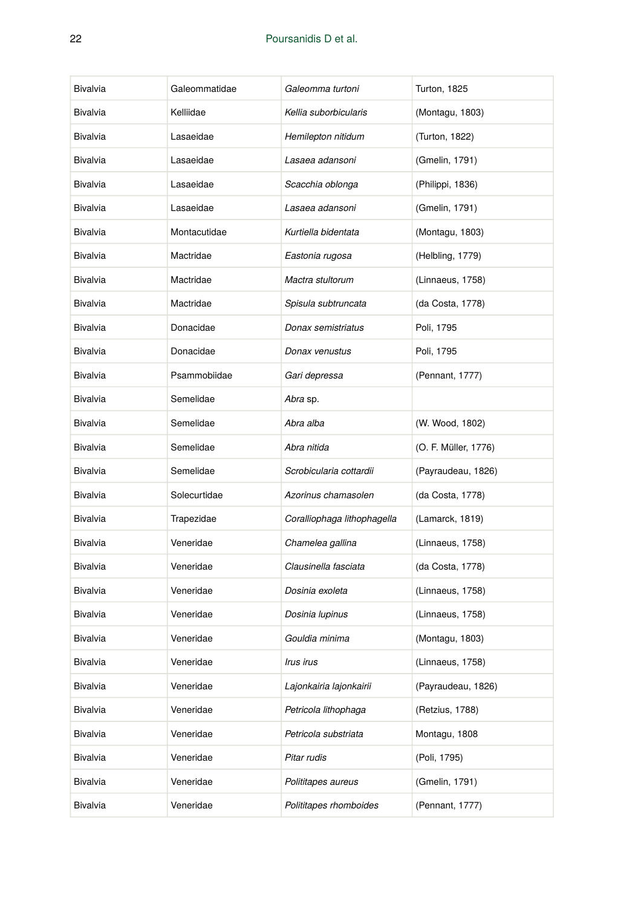| Bivalvia | Galeommatidae | *Galeomma turtoni* | Turton, 1825 |
|---|---|---|---|
| Bivalvia | Kelliidae | *Kellia suborbicularis* | (Montagu, 1803) |
| Bivalvia | Lasaeidae | *Hemilepton nitidum* | (Turton, 1822) |
| Bivalvia | Lasaeidae | *Lasaea adansoni* | (Gmelin, 1791) |
| Bivalvia | Lasaeidae | *Scacchia oblonga* | (Philippi, 1836) |
| Bivalvia | Lasaeidae | *Lasaea adansoni* | (Gmelin, 1791) |
| Bivalvia | Montacutidae | *Kurtiella bidentata* | (Montagu, 1803) |
| Bivalvia | Mactridae | *Eastonia rugosa* | (Helbling, 1779) |
| Bivalvia | Mactridae | *Mactra stultorum* | (Linnaeus, 1758) |
| Bivalvia | Mactridae | *Spisula subtruncata* | (da Costa, 1778) |
| Bivalvia | Donacidae | *Donax semistriatus* | Poli, 1795 |
| Bivalvia | Donacidae | *Donax venustus* | Poli, 1795 |
| Bivalvia | Psammobiidae | *Gari depressa* | (Pennant, 1777) |
| Bivalvia | Semelidae | *Abra* sp. | |
| Bivalvia | Semelidae | *Abra alba* | (W. Wood, 1802) |
| Bivalvia | Semelidae | *Abra nitida* | (O. F. Müller, 1776) |
| Bivalvia | Semelidae | *Scrobicularia cottardii* | (Payraudeau, 1826) |
| Bivalvia | Solecurtidae | *Azorinus chamasolen* | (da Costa, 1778) |
| Bivalvia | Trapezidae | *Coralliophaga lithophagella* | (Lamarck, 1819) |
| Bivalvia | Veneridae | *Chamelea gallina* | (Linnaeus, 1758) |
| Bivalvia | Veneridae | *Clausinella fasciata* | (da Costa, 1778) |
| Bivalvia | Veneridae | *Dosinia exoleta* | (Linnaeus, 1758) |
| Bivalvia | Veneridae | *Dosinia lupinus* | (Linnaeus, 1758) |
| Bivalvia | Veneridae | *Gouldia minima* | (Montagu, 1803) |
| Bivalvia | Veneridae | *Irus irus* | (Linnaeus, 1758) |
| Bivalvia | Veneridae | *Lajonkairia lajonkairii* | (Payraudeau, 1826) |
| Bivalvia | Veneridae | *Petricola lithophaga* | (Retzius, 1788) |
| Bivalvia | Veneridae | *Petricola substriata* | Montagu, 1808 |
| Bivalvia | Veneridae | *Pitar rudis* | (Poli, 1795) |
| Bivalvia | Veneridae | *Polititapes aureus* | (Gmelin, 1791) |
| Bivalvia | Veneridae | *Polititapes rhomboides* | (Pennant, 1777) |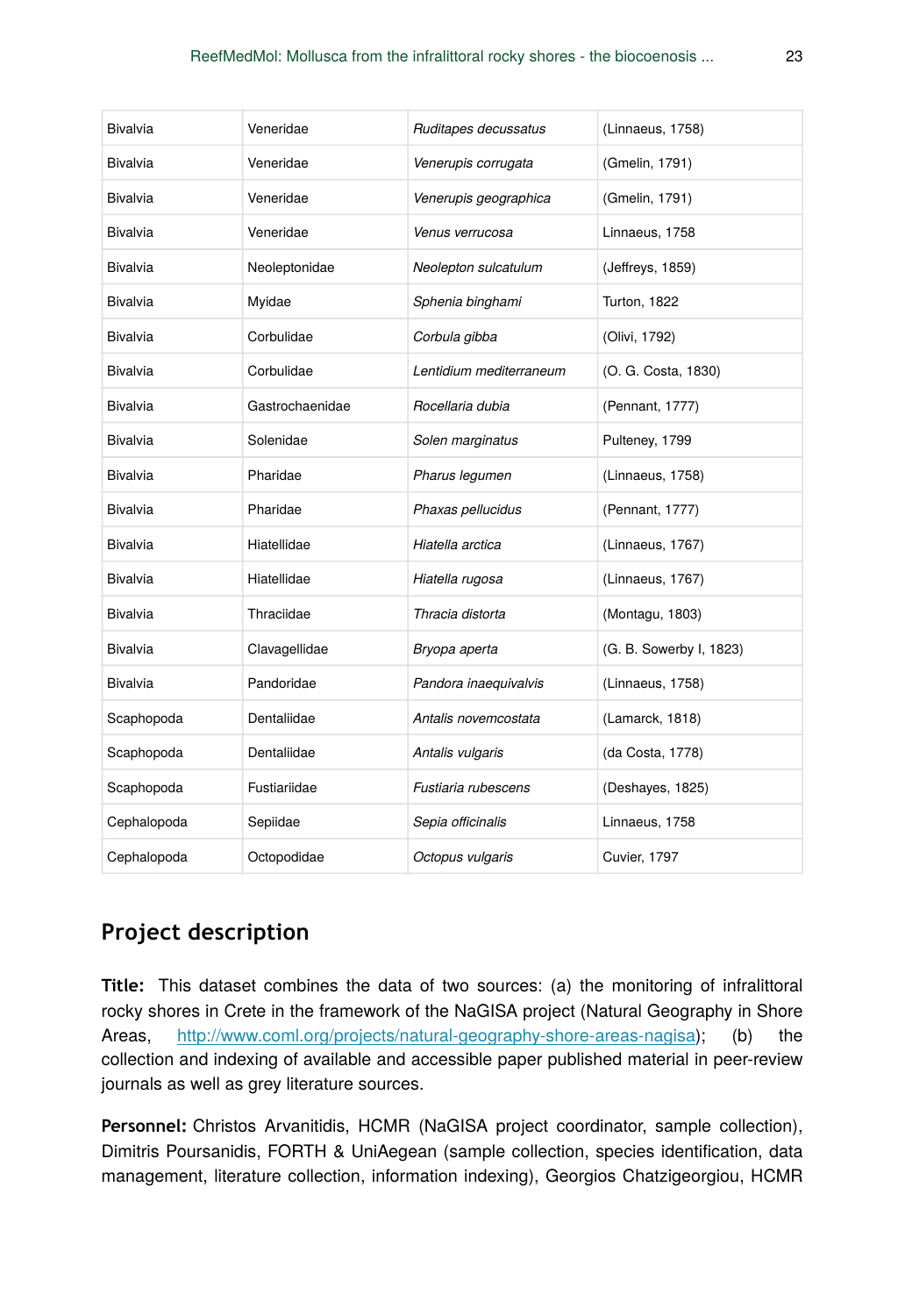| Bivalvia | Veneridae | *Ruditapes decussatus* | (Linnaeus, 1758) |
|---|---|---|---|
| Bivalvia | Veneridae | *Venerupis corrugata* | (Gmelin, 1791) |
| Bivalvia | Veneridae | *Venerupis geographica* | (Gmelin, 1791) |
| Bivalvia | Veneridae | *Venus verrucosa* | Linnaeus, 1758 |
| Bivalvia | Neoleptonidae | *Neolepton sulcatulum* | (Jeffreys, 1859) |
| Bivalvia | Myidae | *Sphenia binghami* | Turton, 1822 |
| Bivalvia | Corbulidae | *Corbula gibba* | (Olivi, 1792) |
| Bivalvia | Corbulidae | *Lentidium mediterraneum* | (O. G. Costa, 1830) |
| Bivalvia | Gastrochaenidae | *Rocellaria dubia* | (Pennant, 1777) |
| Bivalvia | Solenidae | *Solen marginatus* | Pulteney, 1799 |
| Bivalvia | Pharidae | *Pharus legumen* | (Linnaeus, 1758) |
| Bivalvia | Pharidae | *Phaxas pellucidus* | (Pennant, 1777) |
| Bivalvia | Hiatellidae | *Hiatella arctica* | (Linnaeus, 1767) |
| Bivalvia | Hiatellidae | *Hiatella rugosa* | (Linnaeus, 1767) |
| Bivalvia | Thraciidae | *Thracia distorta* | (Montagu, 1803) |
| Bivalvia | Clavagellidae | *Bryopa aperta* | (G. B. Sowerby I, 1823) |
| Bivalvia | Pandoridae | *Pandora inaequivalvis* | (Linnaeus, 1758) |
| Scaphopoda | Dentaliidae | *Antalis novemcostata* | (Lamarck, 1818) |
| Scaphopoda | Dentaliidae | *Antalis vulgaris* | (da Costa, 1778) |
| Scaphopoda | Fustiariidae | *Fustiaria rubescens* | (Deshayes, 1825) |
| Cephalopoda | Sepiidae | *Sepia officinalis* | Linnaeus, 1758 |
| Cephalopoda | Octopodidae | *Octopus vulgaris* | Cuvier, 1797 |

## Project description

**Title:** This dataset combines the data of two sources: (a) the monitoring of infralittoral rocky shores in Crete in the framework of the NaGISA project (Natural Geography in Shore Areas, http://www.coml.org/projects/natural-geography-shore-areas-nagisa); (b) the collection and indexing of available and accessible paper published material in peer-review journals as well as grey literature sources.

**Personnel:** Christos Arvanitidis, HCMR (NaGISA project coordinator, sample collection), Dimitris Poursanidis, FORTH & UniAegean (sample collection, species identification, data management, literature collection, information indexing), Georgios Chatzigeorgiou, HCMR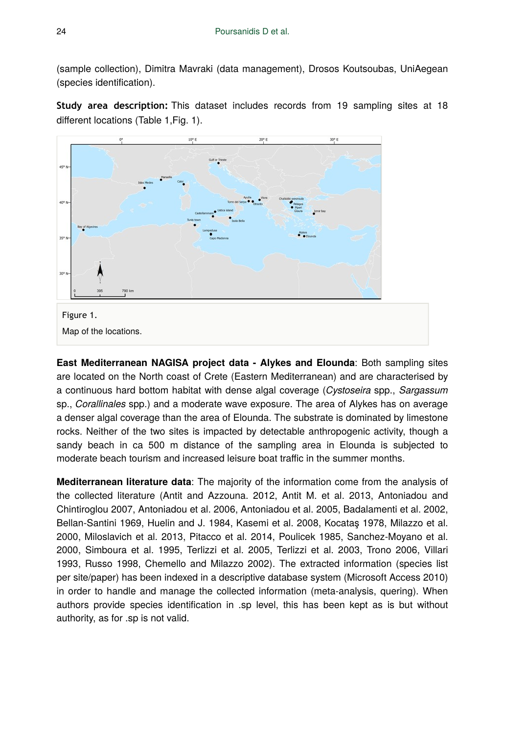(sample collection), Dimitra Mavraki (data management), Drosos Koutsoubas, UniAegean (species identification).

**Study area description:** This dataset includes records from 19 sampling sites at 18 different locations (Table 1,Fig. 1).

Figure 1.

Map of the locations.

**East Mediterranean NAGISA project data - Alykes and Elounda**: Both sampling sites are located on the North coast of Crete (Eastern Mediterranean) and are characterised by a continuous hard bottom habitat with dense algal coverage (*Cystoseira* spp., *Sargassum* sp., *Corallinales* spp.) and a moderate wave exposure. The area of Alykes has on average a denser algal coverage than the area of Elounda. The substrate is dominated by limestone rocks. Neither of the two sites is impacted by detectable anthropogenic activity, though a sandy beach in ca 500 m distance of the sampling area in Elounda is subjected to moderate beach tourism and increased leisure boat traffic in the summer months.

**Mediterranean literature data**: The majority of the information come from the analysis of the collected literature (Antit and Azzouna. 2012, Antit M. et al. 2013, Antoniadou and Chintiroglou 2007, Antoniadou et al. 2006, Antoniadou et al. 2005, Badalamenti et al. 2002, Bellan-Santini 1969, Huelin and J. 1984, Kasemi et al. 2008, Kocataş 1978, Milazzo et al. 2000, Miloslavich et al. 2013, Pitacco et al. 2014, Poulicek 1985, Sanchez-Moyano et al. 2000, Simboura et al. 1995, Terlizzi et al. 2005, Terlizzi et al. 2003, Trono 2006, Villari 1993, Russo 1998, Chemello and Milazzo 2002). The extracted information (species list per site/paper) has been indexed in a descriptive database system (Microsoft Access 2010) in order to handle and manage the collected information (meta-analysis, quering). When authors provide species identification in .sp level, this has been kept as is but without authority, as for .sp is not valid.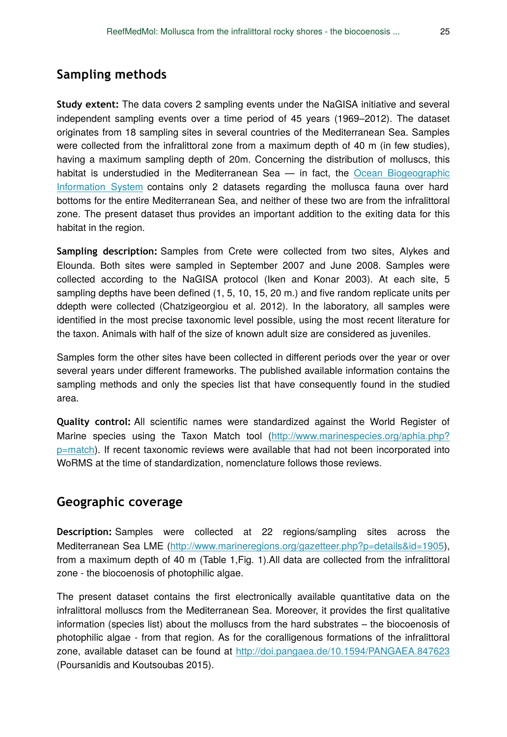## Sampling methods

**Study extent:** The data covers 2 sampling events under the NaGISA initiative and several independent sampling events over a time period of 45 years (1969–2012). The dataset originates from 18 sampling sites in several countries of the Mediterranean Sea. Samples were collected from the infralittoral zone from a maximum depth of 40 m (in few studies), having a maximum sampling depth of 20m. Concerning the distribution of molluscs, this habitat is understudied in the Mediterranean Sea — in fact, the Ocean Biogeographic Information System contains only 2 datasets regarding the mollusca fauna over hard bottoms for the entire Mediterranean Sea, and neither of these two are from the infralittoral zone. The present dataset thus provides an important addition to the exiting data for this habitat in the region.

**Sampling description:** Samples from Crete were collected from two sites, Alykes and Elounda. Both sites were sampled in September 2007 and June 2008. Samples were collected according to the NaGISA protocol (Iken and Konar 2003). At each site, 5 sampling depths have been defined (1, 5, 10, 15, 20 m.) and five random replicate units per ddepth were collected (Chatzigeorgiou et al. 2012). In the laboratory, all samples were identified in the most precise taxonomic level possible, using the most recent literature for the taxon. Animals with half of the size of known adult size are considered as juveniles.

Samples form the other sites have been collected in different periods over the year or over several years under different frameworks. The published available information contains the sampling methods and only the species list that have consequently found in the studied area.

**Quality control:** All scientific names were standardized against the World Register of Marine species using the Taxon Match tool (http://www.marinespecies.org/aphia.php?p=match). If recent taxonomic reviews were available that had not been incorporated into WoRMS at the time of standardization, nomenclature follows those reviews.

## Geographic coverage

**Description:** Samples were collected at 22 regions/sampling sites across the Mediterranean Sea LME (http://www.marineregions.org/gazetteer.php?p=details&id=1905), from a maximum depth of 40 m (Table 1,Fig. 1).All data are collected from the infralittoral zone - the biocoenosis of photophilic algae.

The present dataset contains the first electronically available quantitative data on the infralittoral molluscs from the Mediterranean Sea. Moreover, it provides the first qualitative information (species list) about the molluscs from the hard substrates – the biocoenosis of photophilic algae - from that region. As for the coralligenous formations of the infralittoral zone, available dataset can be found at http://doi.pangaea.de/10.1594/PANGAEA.847623 (Poursanidis and Koutsoubas 2015).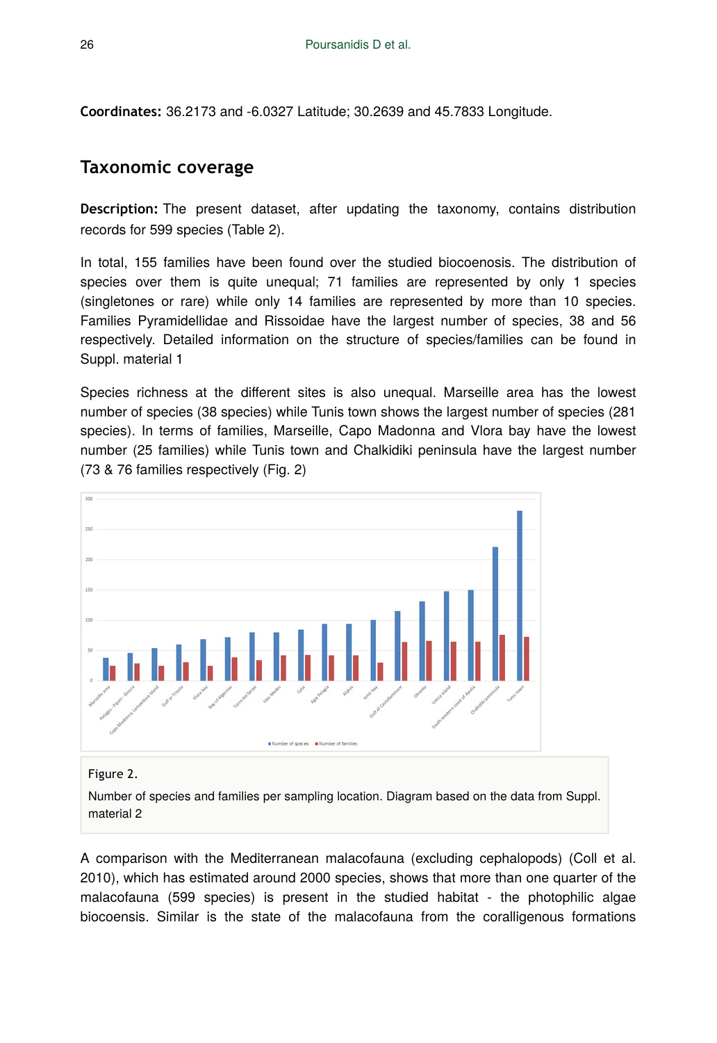**Coordinates:** 36.2173 and -6.0327 Latitude; 30.2639 and 45.7833 Longitude.

## Taxonomic coverage

**Description:** The present dataset, after updating the taxonomy, contains distribution records for 599 species (Table 2).

In total, 155 families have been found over the studied biocoenosis. The distribution of species over them is quite unequal; 71 families are represented by only 1 species (singletones or rare) while only 14 families are represented by more than 10 species. Families Pyramidellidae and Rissoidae have the largest number of species, 38 and 56 respectively. Detailed information on the structure of species/families can be found in Suppl. material 1

Species richness at the different sites is also unequal. Marseille area has the lowest number of species (38 species) while Tunis town shows the largest number of species (281 species). In terms of families, Marseille, Capo Madonna and Vlora bay have the lowest number (25 families) while Tunis town and Chalkidiki peninsula have the largest number (73 & 76 families respectively (Fig. 2)

Figure 2.

Number of species and families per sampling location. Diagram based on the data from Suppl. material 2

A comparison with the Mediterranean malacofauna (excluding cephalopods) (Coll et al. 2010), which has estimated around 2000 species, shows that more than one quarter of the malacofauna (599 species) is present in the studied habitat - the photophilic algae biocoensis. Similar is the state of the malacofauna from the coralligenous formations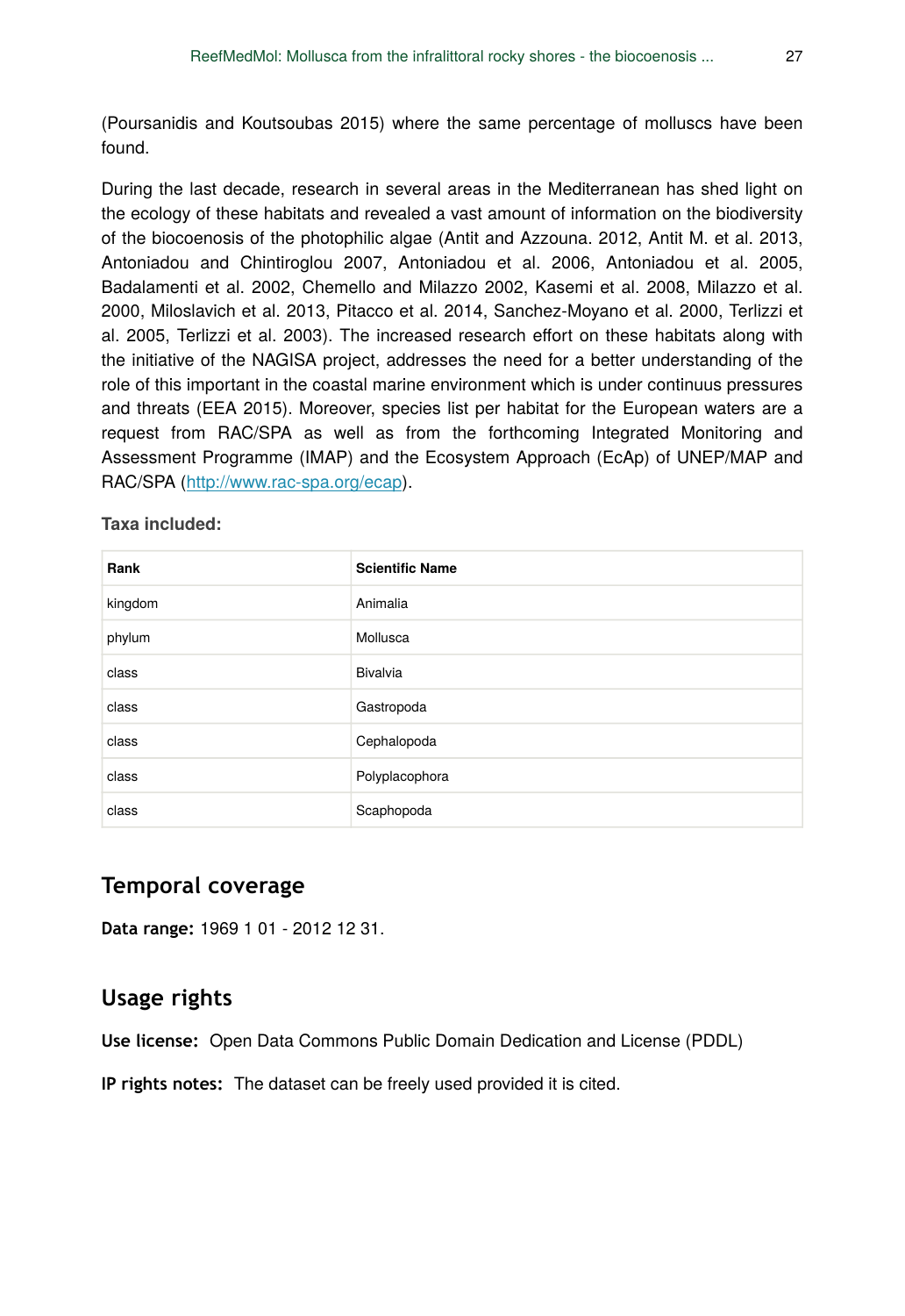(Poursanidis and Koutsoubas 2015) where the same percentage of molluscs have been found.

During the last decade, research in several areas in the Mediterranean has shed light on the ecology of these habitats and revealed a vast amount of information on the biodiversity of the biocoenosis of the photophilic algae (Antit and Azzouna. 2012, Antit M. et al. 2013, Antoniadou and Chintiroglou 2007, Antoniadou et al. 2006, Antoniadou et al. 2005, Badalamenti et al. 2002, Chemello and Milazzo 2002, Kasemi et al. 2008, Milazzo et al. 2000, Miloslavich et al. 2013, Pitacco et al. 2014, Sanchez-Moyano et al. 2000, Terlizzi et al. 2005, Terlizzi et al. 2003). The increased research effort on these habitats along with the initiative of the NAGISA project, addresses the need for a better understanding of the role of this important in the coastal marine environment which is under continuus pressures and threats (EEA 2015). Moreover, species list per habitat for the European waters are a request from RAC/SPA as well as from the forthcoming Integrated Monitoring and Assessment Programme (IMAP) and the Ecosystem Approach (EcAp) of UNEP/MAP and RAC/SPA (http://www.rac-spa.org/ecap).

**Taxa included:**

| Rank | Scientific Name |
|---|---|
| kingdom | Animalia |
| phylum | Mollusca |
| class | Bivalvia |
| class | Gastropoda |
| class | Cephalopoda |
| class | Polyplacophora |
| class | Scaphopoda |

## Temporal coverage

**Data range:** 1969 1 01 - 2012 12 31.

## Usage rights

**Use license:** Open Data Commons Public Domain Dedication and License (PDDL)

**IP rights notes:** The dataset can be freely used provided it is cited.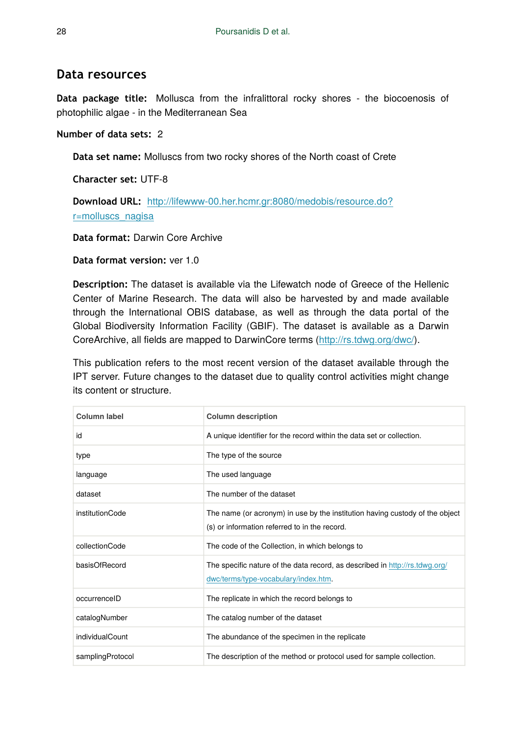## Data resources

**Data package title:** Mollusca from the infralittoral rocky shores - the biocoenosis of photophilic algae - in the Mediterranean Sea

**Number of data sets:** 2

**Data set name:** Molluscs from two rocky shores of the North coast of Crete

**Character set:** UTF-8

**Download URL:** http://lifewww-00.her.hcmr.gr:8080/medobis/resource.do?r=molluscs_nagisa

**Data format:** Darwin Core Archive

**Data format version:** ver 1.0

**Description:** The dataset is available via the Lifewatch node of Greece of the Hellenic Center of Marine Research. The data will also be harvested by and made available through the International OBIS database, as well as through the data portal of the Global Biodiversity Information Facility (GBIF). The dataset is available as a Darwin CoreArchive, all fields are mapped to DarwinCore terms (http://rs.tdwg.org/dwc/).

This publication refers to the most recent version of the dataset available through the IPT server. Future changes to the dataset due to quality control activities might change its content or structure.

| Column label | Column description |
|---|---|
| id | A unique identifier for the record within the data set or collection. |
| type | The type of the source |
| language | The used language |
| dataset | The number of the dataset |
| institutionCode | The name (or acronym) in use by the institution having custody of the object (s) or information referred to in the record. |
| collectionCode | The code of the Collection, in which belongs to |
| basisOfRecord | The specific nature of the data record, as described in http://rs.tdwg.org/dwc/terms/type-vocabulary/index.htm. |
| occurrenceID | The replicate in which the record belongs to |
| catalogNumber | The catalog number of the dataset |
| individualCount | The abundance of the specimen in the replicate |
| samplingProtocol | The description of the method or protocol used for sample collection. |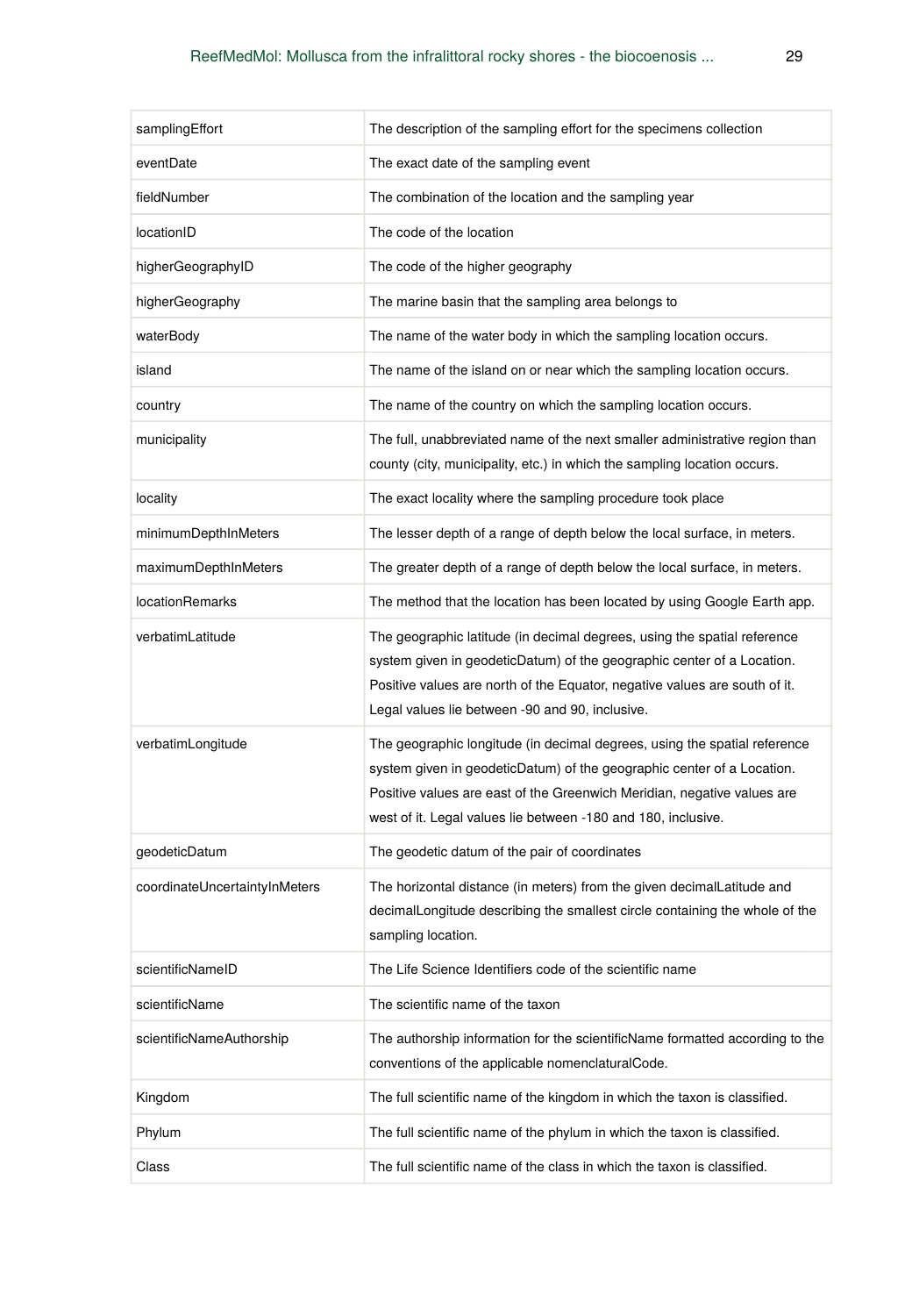| | |
|---|---|
| samplingEffort | The description of the sampling effort for the specimens collection |
| eventDate | The exact date of the sampling event |
| fieldNumber | The combination of the location and the sampling year |
| locationID | The code of the location |
| higherGeographyID | The code of the higher geography |
| higherGeography | The marine basin that the sampling area belongs to |
| waterBody | The name of the water body in which the sampling location occurs. |
| island | The name of the island on or near which the sampling location occurs. |
| country | The name of the country on which the sampling location occurs. |
| municipality | The full, unabbreviated name of the next smaller administrative region than county (city, municipality, etc.) in which the sampling location occurs. |
| locality | The exact locality where the sampling procedure took place |
| minimumDepthInMeters | The lesser depth of a range of depth below the local surface, in meters. |
| maximumDepthInMeters | The greater depth of a range of depth below the local surface, in meters. |
| locationRemarks | The method that the location has been located by using Google Earth app. |
| verbatimLatitude | The geographic latitude (in decimal degrees, using the spatial reference system given in geodeticDatum) of the geographic center of a Location. Positive values are north of the Equator, negative values are south of it. Legal values lie between -90 and 90, inclusive. |
| verbatimLongitude | The geographic longitude (in decimal degrees, using the spatial reference system given in geodeticDatum) of the geographic center of a Location. Positive values are east of the Greenwich Meridian, negative values are west of it. Legal values lie between -180 and 180, inclusive. |
| geodeticDatum | The geodetic datum of the pair of coordinates |
| coordinateUncertaintyInMeters | The horizontal distance (in meters) from the given decimalLatitude and decimalLongitude describing the smallest circle containing the whole of the sampling location. |
| scientificNameID | The Life Science Identifiers code of the scientific name |
| scientificName | The scientific name of the taxon |
| scientificNameAuthorship | The authorship information for the scientificName formatted according to the conventions of the applicable nomenclaturalCode. |
| Kingdom | The full scientific name of the kingdom in which the taxon is classified. |
| Phylum | The full scientific name of the phylum in which the taxon is classified. |
| Class | The full scientific name of the class in which the taxon is classified. |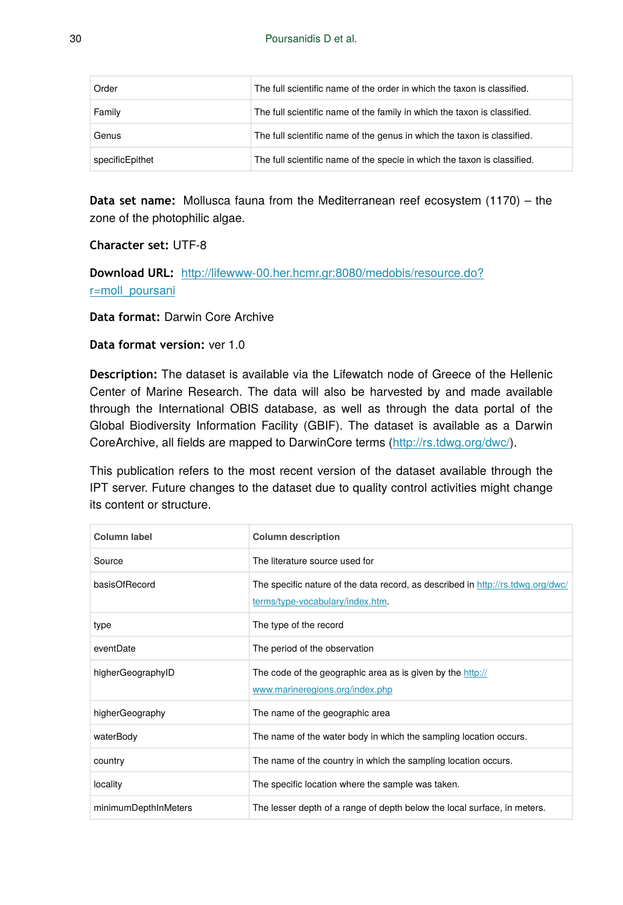| | |
|---|---|
| Order | The full scientific name of the order in which the taxon is classified. |
| Family | The full scientific name of the family in which the taxon is classified. |
| Genus | The full scientific name of the genus in which the taxon is classified. |
| specificEpithet | The full scientific name of the specie in which the taxon is classified. |

**Data set name:** Mollusca fauna from the Mediterranean reef ecosystem (1170) – the zone of the photophilic algae.

**Character set:** UTF-8

**Download URL:** http://lifewww-00.her.hcmr.gr:8080/medobis/resource.do?r=moll_poursani

**Data format:** Darwin Core Archive

**Data format version:** ver 1.0

**Description:** The dataset is available via the Lifewatch node of Greece of the Hellenic Center of Marine Research. The data will also be harvested by and made available through the International OBIS database, as well as through the data portal of the Global Biodiversity Information Facility (GBIF). The dataset is available as a Darwin CoreArchive, all fields are mapped to DarwinCore terms (http://rs.tdwg.org/dwc/).

This publication refers to the most recent version of the dataset available through the IPT server. Future changes to the dataset due to quality control activities might change its content or structure.

| Column label | Column description |
|---|---|
| Source | The literature source used for |
| basisOfRecord | The specific nature of the data record, as described in http://rs.tdwg.org/dwc/terms/type-vocabulary/index.htm. |
| type | The type of the record |
| eventDate | The period of the observation |
| higherGeographyID | The code of the geographic area as is given by the http://www.marineregions.org/index.php |
| higherGeography | The name of the geographic area |
| waterBody | The name of the water body in which the sampling location occurs. |
| country | The name of the country in which the sampling location occurs. |
| locality | The specific location where the sample was taken. |
| minimumDepthInMeters | The lesser depth of a range of depth below the local surface, in meters. |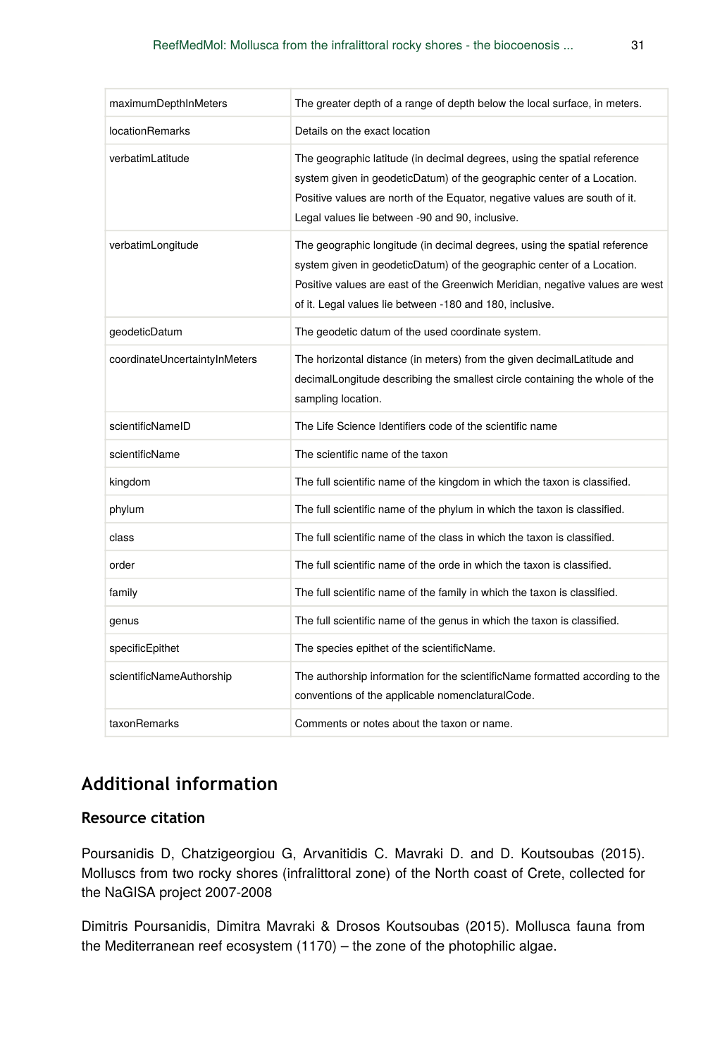| | |
|---|---|
| maximumDepthInMeters | The greater depth of a range of depth below the local surface, in meters. |
| locationRemarks | Details on the exact location |
| verbatimLatitude | The geographic latitude (in decimal degrees, using the spatial reference system given in geodeticDatum) of the geographic center of a Location. Positive values are north of the Equator, negative values are south of it. Legal values lie between -90 and 90, inclusive. |
| verbatimLongitude | The geographic longitude (in decimal degrees, using the spatial reference system given in geodeticDatum) of the geographic center of a Location. Positive values are east of the Greenwich Meridian, negative values are west of it. Legal values lie between -180 and 180, inclusive. |
| geodeticDatum | The geodetic datum of the used coordinate system. |
| coordinateUncertaintyInMeters | The horizontal distance (in meters) from the given decimalLatitude and decimalLongitude describing the smallest circle containing the whole of the sampling location. |
| scientificNameID | The Life Science Identifiers code of the scientific name |
| scientificName | The scientific name of the taxon |
| kingdom | The full scientific name of the kingdom in which the taxon is classified. |
| phylum | The full scientific name of the phylum in which the taxon is classified. |
| class | The full scientific name of the class in which the taxon is classified. |
| order | The full scientific name of the orde in which the taxon is classified. |
| family | The full scientific name of the family in which the taxon is classified. |
| genus | The full scientific name of the genus in which the taxon is classified. |
| specificEpithet | The species epithet of the scientificName. |
| scientificNameAuthorship | The authorship information for the scientificName formatted according to the conventions of the applicable nomenclaturalCode. |
| taxonRemarks | Comments or notes about the taxon or name. |

## Additional information

### Resource citation

Poursanidis D, Chatzigeorgiou G, Arvanitidis C. Mavraki D. and D. Koutsoubas (2015). Molluscs from two rocky shores (infralittoral zone) of the North coast of Crete, collected for the NaGISA project 2007-2008

Dimitris Poursanidis, Dimitra Mavraki & Drosos Koutsoubas (2015). Mollusca fauna from the Mediterranean reef ecosystem (1170) – the zone of the photophilic algae.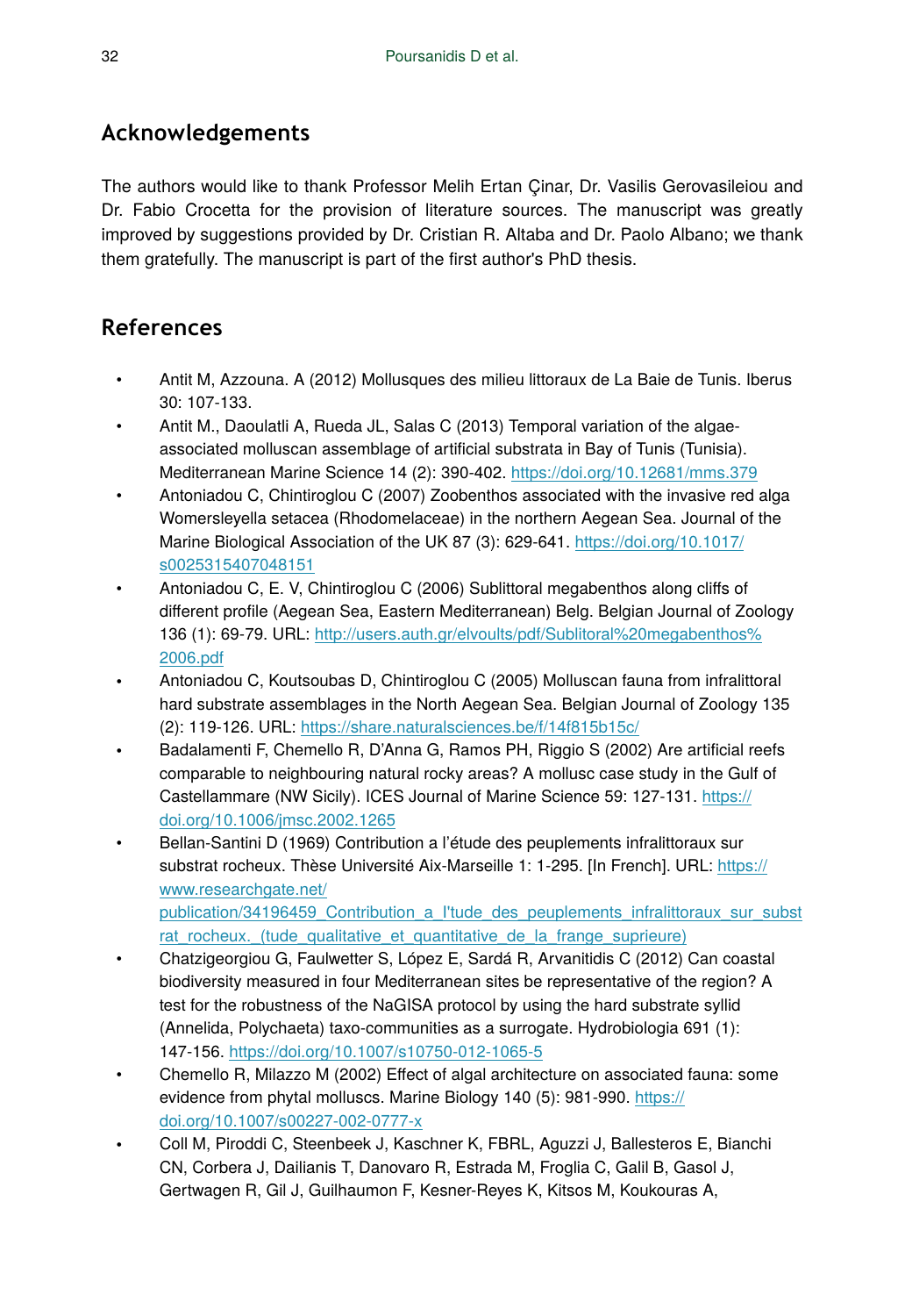## Acknowledgements

The authors would like to thank Professor Melih Ertan Çinar, Dr. Vasilis Gerovasileiou and Dr. Fabio Crocetta for the provision of literature sources. The manuscript was greatly improved by suggestions provided by Dr. Cristian R. Altaba and Dr. Paolo Albano; we thank them gratefully. The manuscript is part of the first author's PhD thesis.

## References

- Antit M, Azzouna. A (2012) Mollusques des milieu littoraux de La Baie de Tunis. Iberus 30: 107-133.
- Antit M., Daoulatli A, Rueda JL, Salas C (2013) Temporal variation of the algae-associated molluscan assemblage of artificial substrata in Bay of Tunis (Tunisia). Mediterranean Marine Science 14 (2): 390-402. https://doi.org/10.12681/mms.379
- Antoniadou C, Chintiroglou C (2007) Zoobenthos associated with the invasive red alga Womersleyella setacea (Rhodomelaceae) in the northern Aegean Sea. Journal of the Marine Biological Association of the UK 87 (3): 629-641. https://doi.org/10.1017/s0025315407048151
- Antoniadou C, E. V, Chintiroglou C (2006) Sublittoral megabenthos along cliffs of different profile (Aegean Sea, Eastern Mediterranean) Belg. Belgian Journal of Zoology 136 (1): 69-79. URL: http://users.auth.gr/elvoults/pdf/Sublitoral%20megabenthos%2006.pdf
- Antoniadou C, Koutsoubas D, Chintiroglou C (2005) Molluscan fauna from infralittoral hard substrate assemblages in the North Aegean Sea. Belgian Journal of Zoology 135 (2): 119-126. URL: https://share.naturalsciences.be/f/14f815b15c/
- Badalamenti F, Chemello R, D'Anna G, Ramos PH, Riggio S (2002) Are artificial reefs comparable to neighbouring natural rocky areas? A mollusc case study in the Gulf of Castellammare (NW Sicily). ICES Journal of Marine Science 59: 127-131. https://doi.org/10.1006/jmsc.2002.1265
- Bellan-Santini D (1969) Contribution a l'étude des peuplements infralittoraux sur substrat rocheux. Thèse Université Aix-Marseille 1: 1-295. [In French]. URL: https://www.researchgate.net/publication/34196459_Contribution_a_l'tude_des_peuplements_infralittoraux_sur_substrat_rocheux._(tude_qualitative_et_quantitative_de_la_frange_suprieure)
- Chatzigeorgiou G, Faulwetter S, López E, Sardá R, Arvanitidis C (2012) Can coastal biodiversity measured in four Mediterranean sites be representative of the region? A test for the robustness of the NaGISA protocol by using the hard substrate syllid (Annelida, Polychaeta) taxo-communities as a surrogate. Hydrobiologia 691 (1): 147-156. https://doi.org/10.1007/s10750-012-1065-5
- Chemello R, Milazzo M (2002) Effect of algal architecture on associated fauna: some evidence from phytal molluscs. Marine Biology 140 (5): 981-990. https://doi.org/10.1007/s00227-002-0777-x
- Coll M, Piroddi C, Steenbeek J, Kaschner K, FBRL, Aguzzi J, Ballesteros E, Bianchi CN, Corbera J, Dailianis T, Danovaro R, Estrada M, Froglia C, Galil B, Gasol J, Gertwagen R, Gil J, Guilhaumon F, Kesner-Reyes K, Kitsos M, Koukouras A,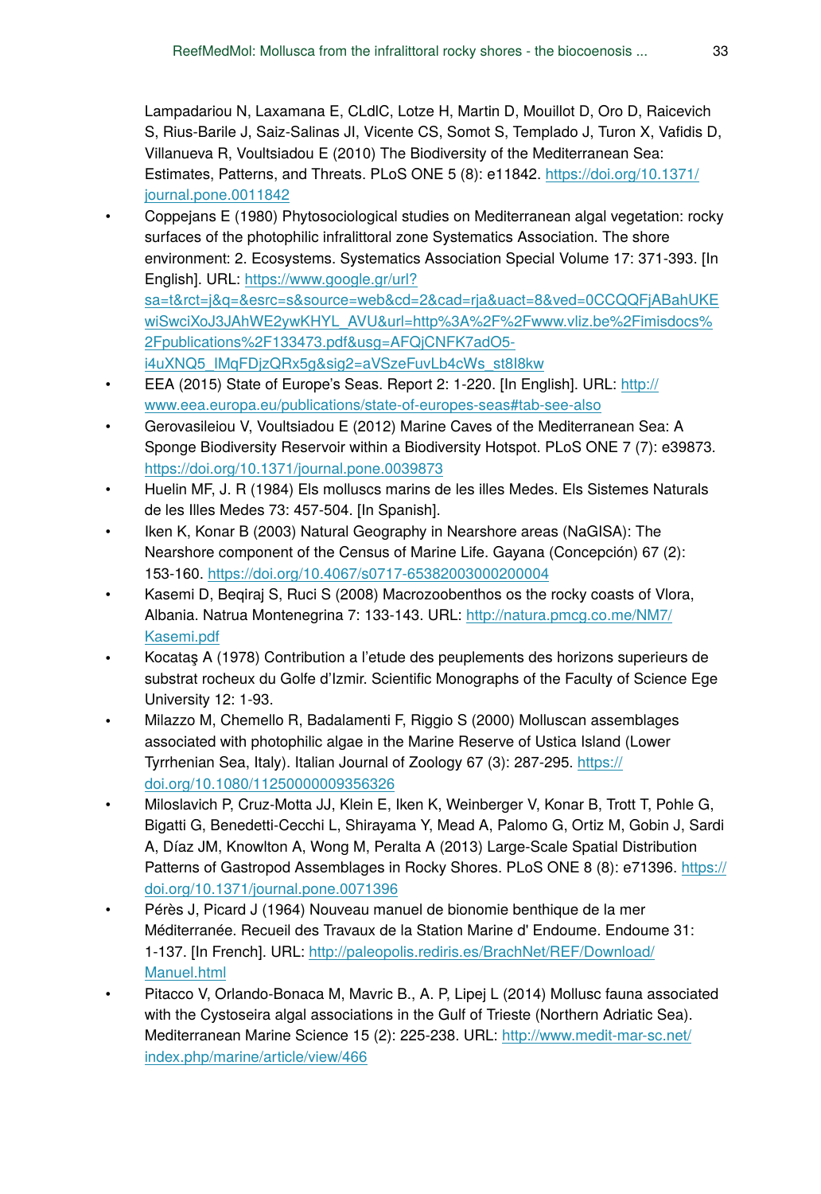Lampadariou N, Laxamana E, CLdlC, Lotze H, Martin D, Mouillot D, Oro D, Raicevich S, Rius-Barile J, Saiz-Salinas JI, Vicente CS, Somot S, Templado J, Turon X, Vafidis D, Villanueva R, Voultsiadou E (2010) The Biodiversity of the Mediterranean Sea: Estimates, Patterns, and Threats. PLoS ONE 5 (8): e11842. https://doi.org/10.1371/journal.pone.0011842

- Coppejans E (1980) Phytosociological studies on Mediterranean algal vegetation: rocky surfaces of the photophilic infralittoral zone Systematics Association. The shore environment: 2. Ecosystems. Systematics Association Special Volume 17: 371-393. [In English]. URL: https://www.google.gr/url?sa=t&rct=j&q=&esrc=s&source=web&cd=2&cad=rja&uact=8&ved=0CCQQFjABahUKEwiSwciXoJ3JAhWE2ywKHYL_AVU&url=http%3A%2F%2Fwww.vliz.be%2Fimisdocs%2Fpublications%2F133473.pdf&usg=AFQjCNFK7adO5-i4uXNQ5_IMqFDjzQRx5g&sig2=aVSzeFuvLb4cWs_st8I8kw
- EEA (2015) State of Europe's Seas. Report 2: 1-220. [In English]. URL: http://www.eea.europa.eu/publications/state-of-europes-seas#tab-see-also
- Gerovasileiou V, Voultsiadou E (2012) Marine Caves of the Mediterranean Sea: A Sponge Biodiversity Reservoir within a Biodiversity Hotspot. PLoS ONE 7 (7): e39873. https://doi.org/10.1371/journal.pone.0039873
- Huelin MF, J. R (1984) Els molluscs marins de les illes Medes. Els Sistemes Naturals de les Illes Medes 73: 457-504. [In Spanish].
- Iken K, Konar B (2003) Natural Geography in Nearshore areas (NaGISA): The Nearshore component of the Census of Marine Life. Gayana (Concepción) 67 (2): 153-160. https://doi.org/10.4067/s0717-65382003000200004
- Kasemi D, Beqiraj S, Ruci S (2008) Macrozoobenthos os the rocky coasts of Vlora, Albania. Natrua Montenegrina 7: 133-143. URL: http://natura.pmcg.co.me/NM7/Kasemi.pdf
- Kocataş A (1978) Contribution a l'etude des peuplements des horizons superieurs de substrat rocheux du Golfe d'Izmir. Scientific Monographs of the Faculty of Science Ege University 12: 1-93.
- Milazzo M, Chemello R, Badalamenti F, Riggio S (2000) Molluscan assemblages associated with photophilic algae in the Marine Reserve of Ustica Island (Lower Tyrrhenian Sea, Italy). Italian Journal of Zoology 67 (3): 287-295. https://doi.org/10.1080/11250000009356326
- Miloslavich P, Cruz-Motta JJ, Klein E, Iken K, Weinberger V, Konar B, Trott T, Pohle G, Bigatti G, Benedetti-Cecchi L, Shirayama Y, Mead A, Palomo G, Ortiz M, Gobin J, Sardi A, Díaz JM, Knowlton A, Wong M, Peralta A (2013) Large-Scale Spatial Distribution Patterns of Gastropod Assemblages in Rocky Shores. PLoS ONE 8 (8): e71396. https://doi.org/10.1371/journal.pone.0071396
- Pérès J, Picard J (1964) Nouveau manuel de bionomie benthique de la mer Méditerranée. Recueil des Travaux de la Station Marine d' Endoume. Endoume 31: 1-137. [In French]. URL: http://paleopolis.rediris.es/BrachNet/REF/Download/Manuel.html
- Pitacco V, Orlando-Bonaca M, Mavric B., A. P, Lipej L (2014) Mollusc fauna associated with the Cystoseira algal associations in the Gulf of Trieste (Northern Adriatic Sea). Mediterranean Marine Science 15 (2): 225-238. URL: http://www.medit-mar-sc.net/index.php/marine/article/view/466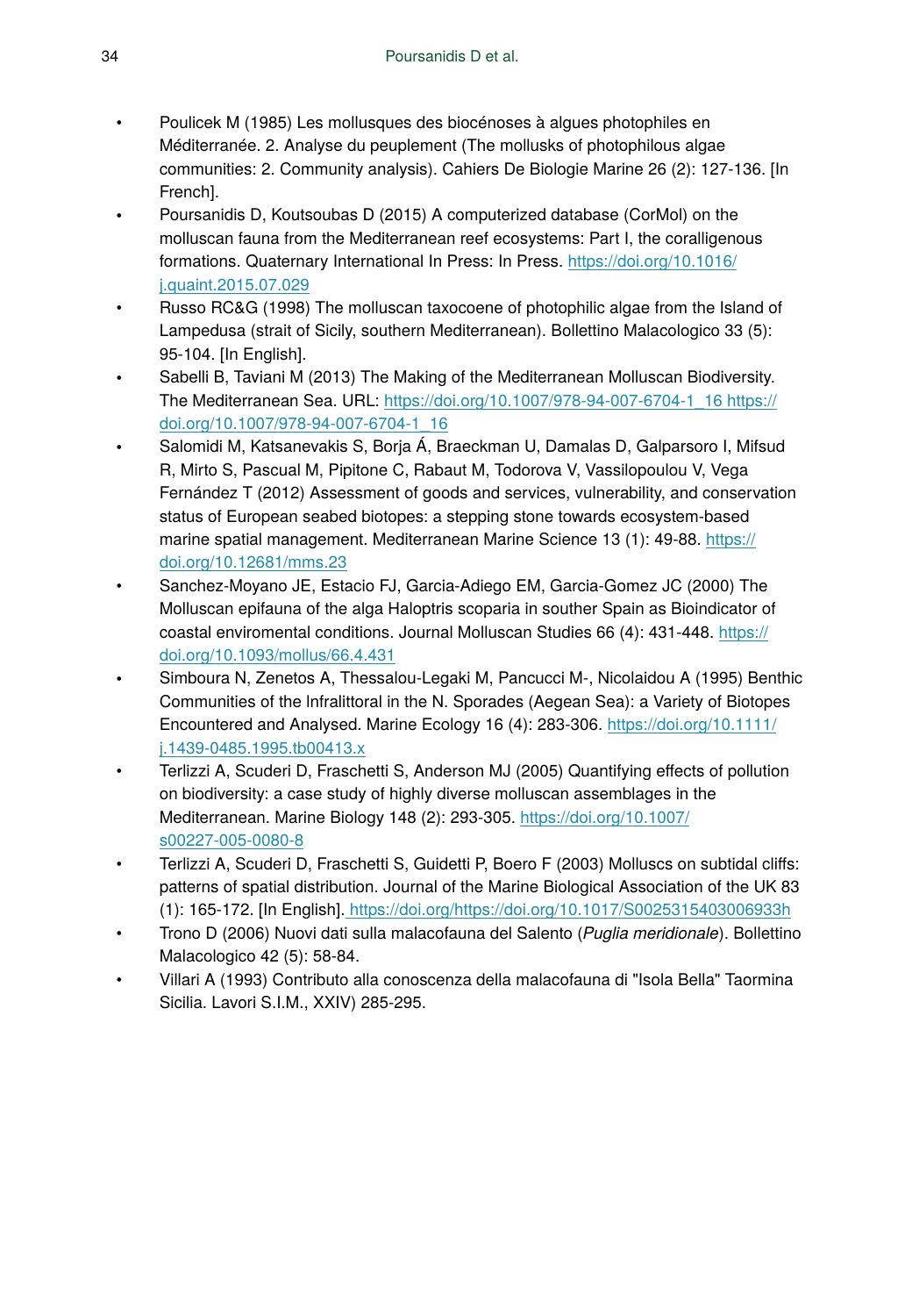- Poulicek M (1985) Les mollusques des biocénoses à algues photophiles en Méditerranée. 2. Analyse du peuplement (The mollusks of photophilous algae communities: 2. Community analysis). Cahiers De Biologie Marine 26 (2): 127-136. [In French].
- Poursanidis D, Koutsoubas D (2015) A computerized database (CorMol) on the molluscan fauna from the Mediterranean reef ecosystems: Part I, the coralligenous formations. Quaternary International In Press: In Press. https://doi.org/10.1016/j.quaint.2015.07.029
- Russo RC&G (1998) The molluscan taxocoene of photophilic algae from the Island of Lampedusa (strait of Sicily, southern Mediterranean). Bollettino Malacologico 33 (5): 95-104. [In English].
- Sabelli B, Taviani M (2013) The Making of the Mediterranean Molluscan Biodiversity. The Mediterranean Sea. URL: https://doi.org/10.1007/978-94-007-6704-1_16 https://doi.org/10.1007/978-94-007-6704-1_16
- Salomidi M, Katsanevakis S, Borja Á, Braeckman U, Damalas D, Galparsoro I, Mifsud R, Mirto S, Pascual M, Pipitone C, Rabaut M, Todorova V, Vassilopoulou V, Vega Fernández T (2012) Assessment of goods and services, vulnerability, and conservation status of European seabed biotopes: a stepping stone towards ecosystem-based marine spatial management. Mediterranean Marine Science 13 (1): 49-88. https://doi.org/10.12681/mms.23
- Sanchez-Moyano JE, Estacio FJ, Garcia-Adiego EM, Garcia-Gomez JC (2000) The Molluscan epifauna of the alga Haloptris scoparia in souther Spain as Bioindicator of coastal enviromental conditions. Journal Molluscan Studies 66 (4): 431-448. https://doi.org/10.1093/mollus/66.4.431
- Simboura N, Zenetos A, Thessalou-Legaki M, Pancucci M-, Nicolaidou A (1995) Benthic Communities of the Infralittoral in the N. Sporades (Aegean Sea): a Variety of Biotopes Encountered and Analysed. Marine Ecology 16 (4): 283-306. https://doi.org/10.1111/j.1439-0485.1995.tb00413.x
- Terlizzi A, Scuderi D, Fraschetti S, Anderson MJ (2005) Quantifying effects of pollution on biodiversity: a case study of highly diverse molluscan assemblages in the Mediterranean. Marine Biology 148 (2): 293-305. https://doi.org/10.1007/s00227-005-0080-8
- Terlizzi A, Scuderi D, Fraschetti S, Guidetti P, Boero F (2003) Molluscs on subtidal cliffs: patterns of spatial distribution. Journal of the Marine Biological Association of the UK 83 (1): 165-172. [In English]. https://doi.org/https://doi.org/10.1017/S0025315403006933h
- Trono D (2006) Nuovi dati sulla malacofauna del Salento (*Puglia meridionale*). Bollettino Malacologico 42 (5): 58-84.
- Villari A (1993) Contributo alla conoscenza della malacofauna di "Isola Bella" Taormina Sicilia. Lavori S.I.M., XXIV) 285-295.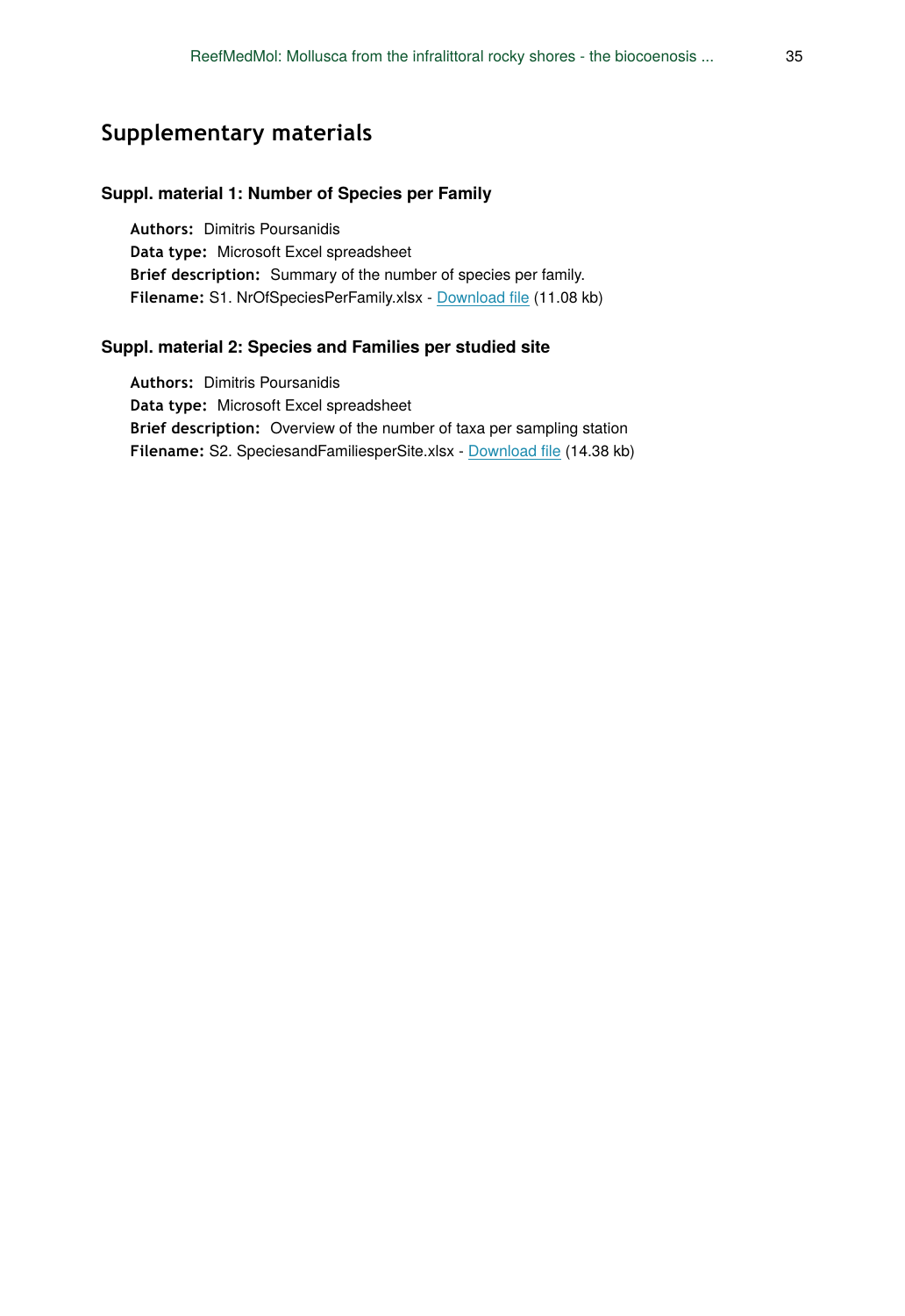## Supplementary materials

### Suppl. material 1: Number of Species per Family

**Authors:** Dimitris Poursanidis
**Data type:** Microsoft Excel spreadsheet
**Brief description:** Summary of the number of species per family.
**Filename:** S1. NrOfSpeciesPerFamily.xlsx - Download file (11.08 kb)

### Suppl. material 2: Species and Families per studied site

**Authors:** Dimitris Poursanidis
**Data type:** Microsoft Excel spreadsheet
**Brief description:** Overview of the number of taxa per sampling station
**Filename:** S2. SpeciesandFamiliesperSite.xlsx - Download file (14.38 kb)